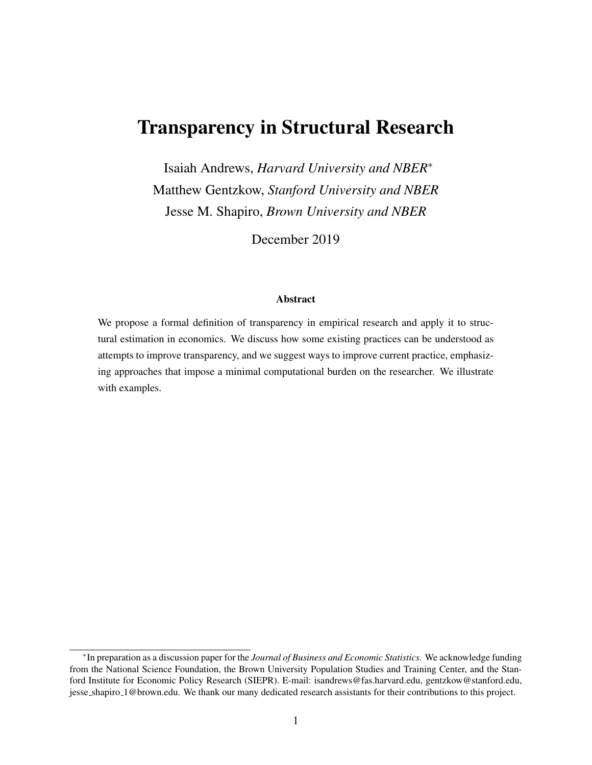# Transparency in Structural Research

Isaiah Andrews, *Harvard University and NBER*[*]
Matthew Gentzkow, *Stanford University and NBER*
Jesse M. Shapiro, *Brown University and NBER*

December 2019

### Abstract

We propose a formal definition of transparency in empirical research and apply it to structural estimation in economics. We discuss how some existing practices can be understood as attempts to improve transparency, and we suggest ways to improve current practice, emphasizing approaches that impose a minimal computational burden on the researcher. We illustrate with examples.

---

[*] In preparation as a discussion paper for the *Journal of Business and Economic Statistics.* We acknowledge funding from the National Science Foundation, the Brown University Population Studies and Training Center, and the Stanford Institute for Economic Policy Research (SIEPR). E-mail: isandrews@fas.harvard.edu, gentzkow@stanford.edu, jesse_shapiro_1@brown.edu. We thank our many dedicated research assistants for their contributions to this project.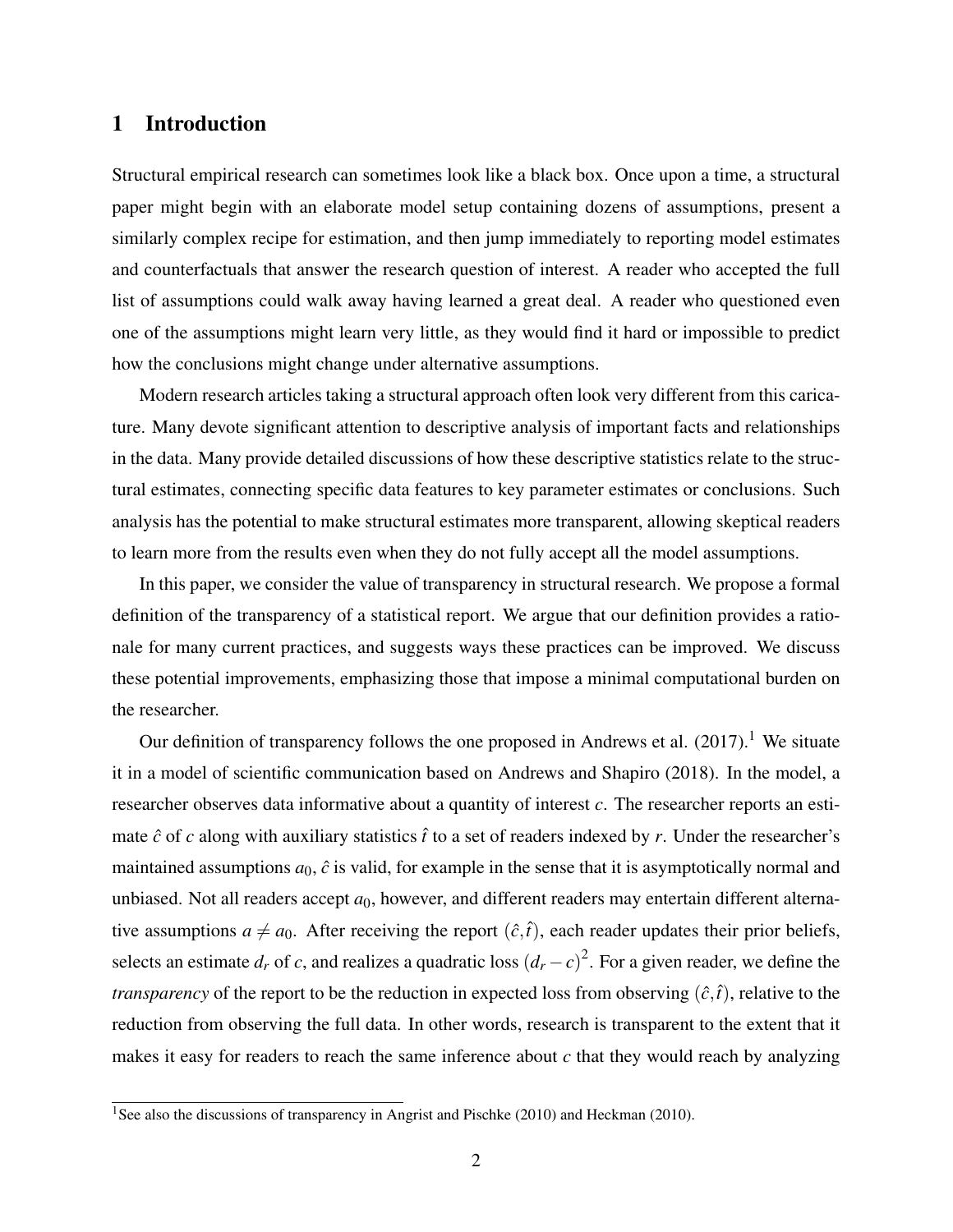# 1 Introduction

Structural empirical research can sometimes look like a black box. Once upon a time, a structural paper might begin with an elaborate model setup containing dozens of assumptions, present a similarly complex recipe for estimation, and then jump immediately to reporting model estimates and counterfactuals that answer the research question of interest. A reader who accepted the full list of assumptions could walk away having learned a great deal. A reader who questioned even one of the assumptions might learn very little, as they would find it hard or impossible to predict how the conclusions might change under alternative assumptions.

Modern research articles taking a structural approach often look very different from this caricature. Many devote significant attention to descriptive analysis of important facts and relationships in the data. Many provide detailed discussions of how these descriptive statistics relate to the structural estimates, connecting specific data features to key parameter estimates or conclusions. Such analysis has the potential to make structural estimates more transparent, allowing skeptical readers to learn more from the results even when they do not fully accept all the model assumptions.

In this paper, we consider the value of transparency in structural research. We propose a formal definition of the transparency of a statistical report. We argue that our definition provides a rationale for many current practices, and suggests ways these practices can be improved. We discuss these potential improvements, emphasizing those that impose a minimal computational burden on the researcher.

Our definition of transparency follows the one proposed in Andrews et al. (2017).[1] We situate it in a model of scientific communication based on Andrews and Shapiro (2018). In the model, a researcher observes data informative about a quantity of interest $c$. The researcher reports an estimate $\hat{c}$ of $c$ along with auxiliary statistics $\hat{t}$ to a set of readers indexed by $r$. Under the researcher's maintained assumptions $a_0$, $\hat{c}$ is valid, for example in the sense that it is asymptotically normal and unbiased. Not all readers accept $a_0$, however, and different readers may entertain different alternative assumptions $a \neq a_0$. After receiving the report $(\hat{c}, \hat{t})$, each reader updates their prior beliefs, selects an estimate $d_r$ of $c$, and realizes a quadratic loss $(d_r - c)^2$. For a given reader, we define the *transparency* of the report to be the reduction in expected loss from observing $(\hat{c}, \hat{t})$, relative to the reduction from observing the full data. In other words, research is transparent to the extent that it makes it easy for readers to reach the same inference about $c$ that they would reach by analyzing

[1] See also the discussions of transparency in Angrist and Pischke (2010) and Heckman (2010).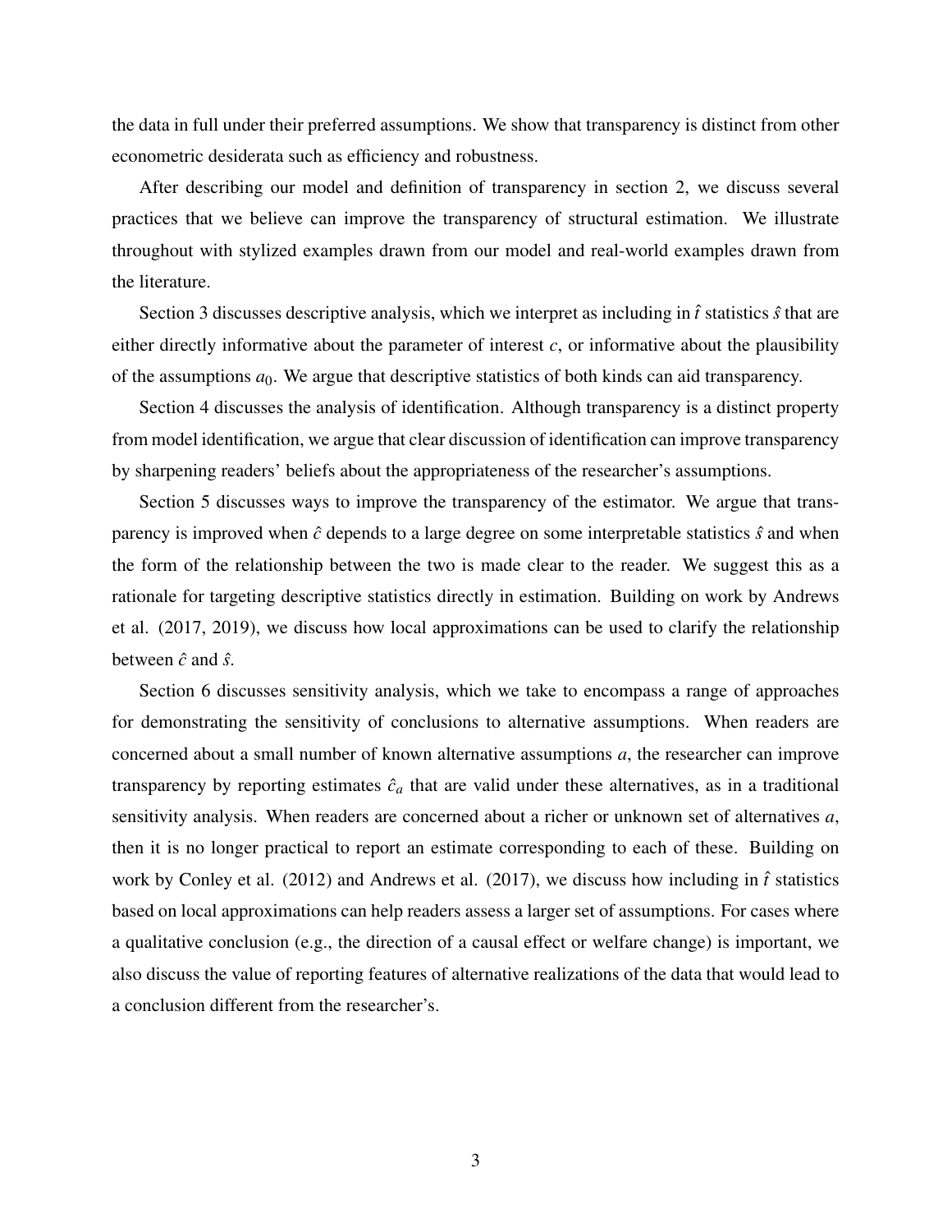the data in full under their preferred assumptions. We show that transparency is distinct from other econometric desiderata such as efficiency and robustness.

After describing our model and definition of transparency in section 2, we discuss several practices that we believe can improve the transparency of structural estimation. We illustrate throughout with stylized examples drawn from our model and real-world examples drawn from the literature.

Section 3 discusses descriptive analysis, which we interpret as including in $\hat{t}$ statistics $\hat{s}$ that are either directly informative about the parameter of interest $c$, or informative about the plausibility of the assumptions $a_0$. We argue that descriptive statistics of both kinds can aid transparency.

Section 4 discusses the analysis of identification. Although transparency is a distinct property from model identification, we argue that clear discussion of identification can improve transparency by sharpening readers' beliefs about the appropriateness of the researcher's assumptions.

Section 5 discusses ways to improve the transparency of the estimator. We argue that transparency is improved when $\hat{c}$ depends to a large degree on some interpretable statistics $\hat{s}$ and when the form of the relationship between the two is made clear to the reader. We suggest this as a rationale for targeting descriptive statistics directly in estimation. Building on work by Andrews et al. (2017, 2019), we discuss how local approximations can be used to clarify the relationship between $\hat{c}$ and $\hat{s}$.

Section 6 discusses sensitivity analysis, which we take to encompass a range of approaches for demonstrating the sensitivity of conclusions to alternative assumptions. When readers are concerned about a small number of known alternative assumptions $a$, the researcher can improve transparency by reporting estimates $\hat{c}_a$ that are valid under these alternatives, as in a traditional sensitivity analysis. When readers are concerned about a richer or unknown set of alternatives $a$, then it is no longer practical to report an estimate corresponding to each of these. Building on work by Conley et al. (2012) and Andrews et al. (2017), we discuss how including in $\hat{t}$ statistics based on local approximations can help readers assess a larger set of assumptions. For cases where a qualitative conclusion (e.g., the direction of a causal effect or welfare change) is important, we also discuss the value of reporting features of alternative realizations of the data that would lead to a conclusion different from the researcher's.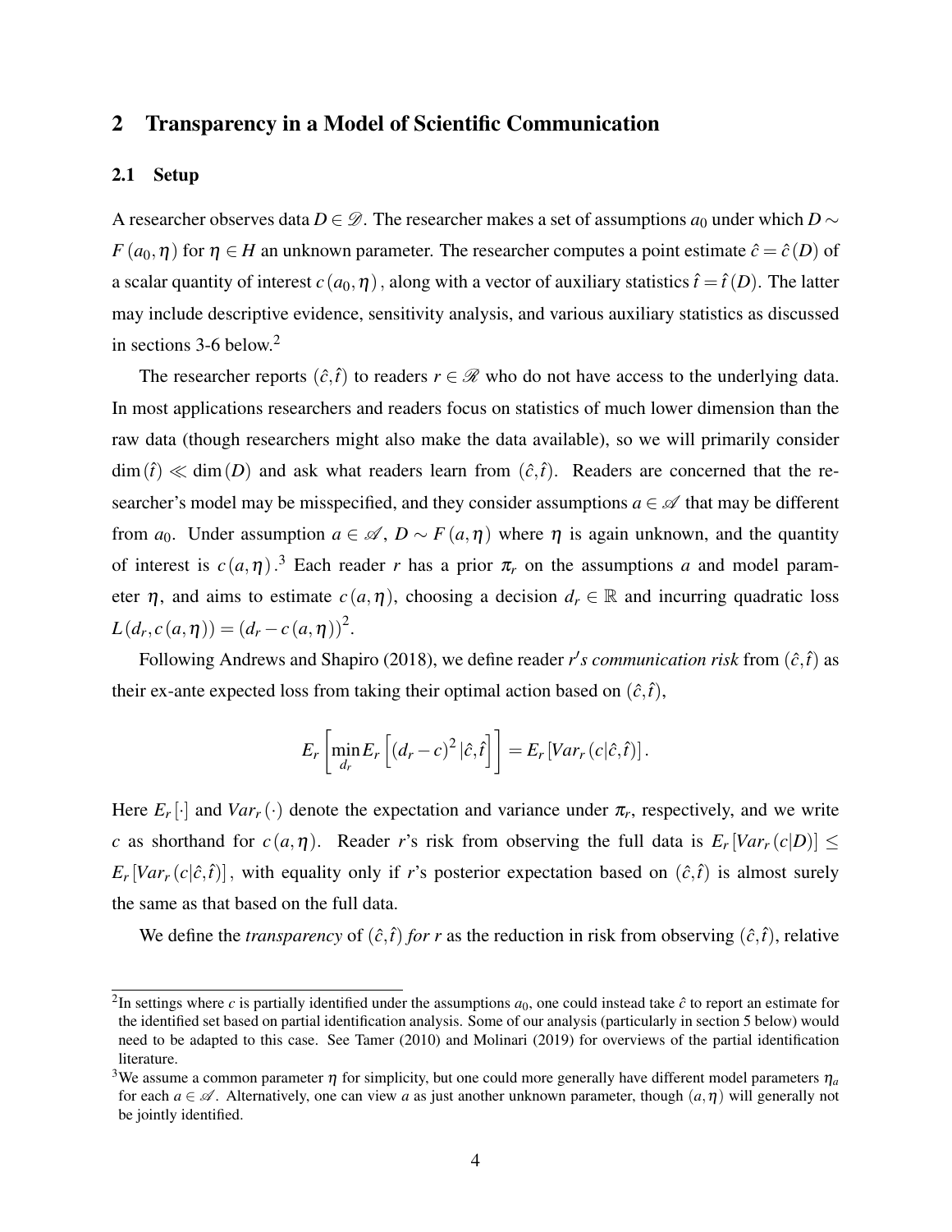## 2 Transparency in a Model of Scientific Communication

### 2.1 Setup

A researcher observes data $D \in \mathscr{D}$. The researcher makes a set of assumptions $a_0$ under which $D \sim F(a_0, \eta)$ for $\eta \in H$ an unknown parameter. The researcher computes a point estimate $\hat{c} = \hat{c}(D)$ of a scalar quantity of interest $c(a_0, \eta)$, along with a vector of auxiliary statistics $\hat{t} = \hat{t}(D)$. The latter may include descriptive evidence, sensitivity analysis, and various auxiliary statistics as discussed in sections 3-6 below.[2]

The researcher reports $(\hat{c}, \hat{t})$ to readers $r \in \mathscr{R}$ who do not have access to the underlying data. In most applications researchers and readers focus on statistics of much lower dimension than the raw data (though researchers might also make the data available), so we will primarily consider $\dim(\hat{t}) \ll \dim(D)$ and ask what readers learn from $(\hat{c}, \hat{t})$. Readers are concerned that the researcher's model may be misspecified, and they consider assumptions $a \in \mathscr{A}$ that may be different from $a_0$. Under assumption $a \in \mathscr{A}$, $D \sim F(a, \eta)$ where $\eta$ is again unknown, and the quantity of interest is $c(a, \eta)$.[3] Each reader $r$ has a prior $\pi_r$ on the assumptions $a$ and model parameter $\eta$, and aims to estimate $c(a, \eta)$, choosing a decision $d_r \in \mathbb{R}$ and incurring quadratic loss $L(d_r, c(a, \eta)) = (d_r - c(a, \eta))^2$.

Following Andrews and Shapiro (2018), we define reader *$r$'s communication risk* from $(\hat{c}, \hat{t})$ as their ex-ante expected loss from taking their optimal action based on $(\hat{c}, \hat{t})$,

$$E_r\left[\min_{d_r} E_r\left[(d_r - c)^2 \,|\hat{c}, \hat{t}\right]\right] = E_r\left[Var_r\left(c|\hat{c}, \hat{t}\right)\right].$$

Here $E_r[\cdot]$ and $Var_r(\cdot)$ denote the expectation and variance under $\pi_r$, respectively, and we write $c$ as shorthand for $c(a, \eta)$. Reader $r$'s risk from observing the full data is $E_r[Var_r(c|D)] \leq E_r[Var_r(c|\hat{c}, \hat{t})]$, with equality only if $r$'s posterior expectation based on $(\hat{c}, \hat{t})$ is almost surely the same as that based on the full data.

We define the *transparency* of $(\hat{c}, \hat{t})$ *for $r$* as the reduction in risk from observing $(\hat{c}, \hat{t})$, relative

[2] In settings where $c$ is partially identified under the assumptions $a_0$, one could instead take $\hat{c}$ to report an estimate for the identified set based on partial identification analysis. Some of our analysis (particularly in section 5 below) would need to be adapted to this case. See Tamer (2010) and Molinari (2019) for overviews of the partial identification literature.

[3] We assume a common parameter $\eta$ for simplicity, but one could more generally have different model parameters $\eta_a$ for each $a \in \mathscr{A}$. Alternatively, one can view $a$ as just another unknown parameter, though $(a, \eta)$ will generally not be jointly identified.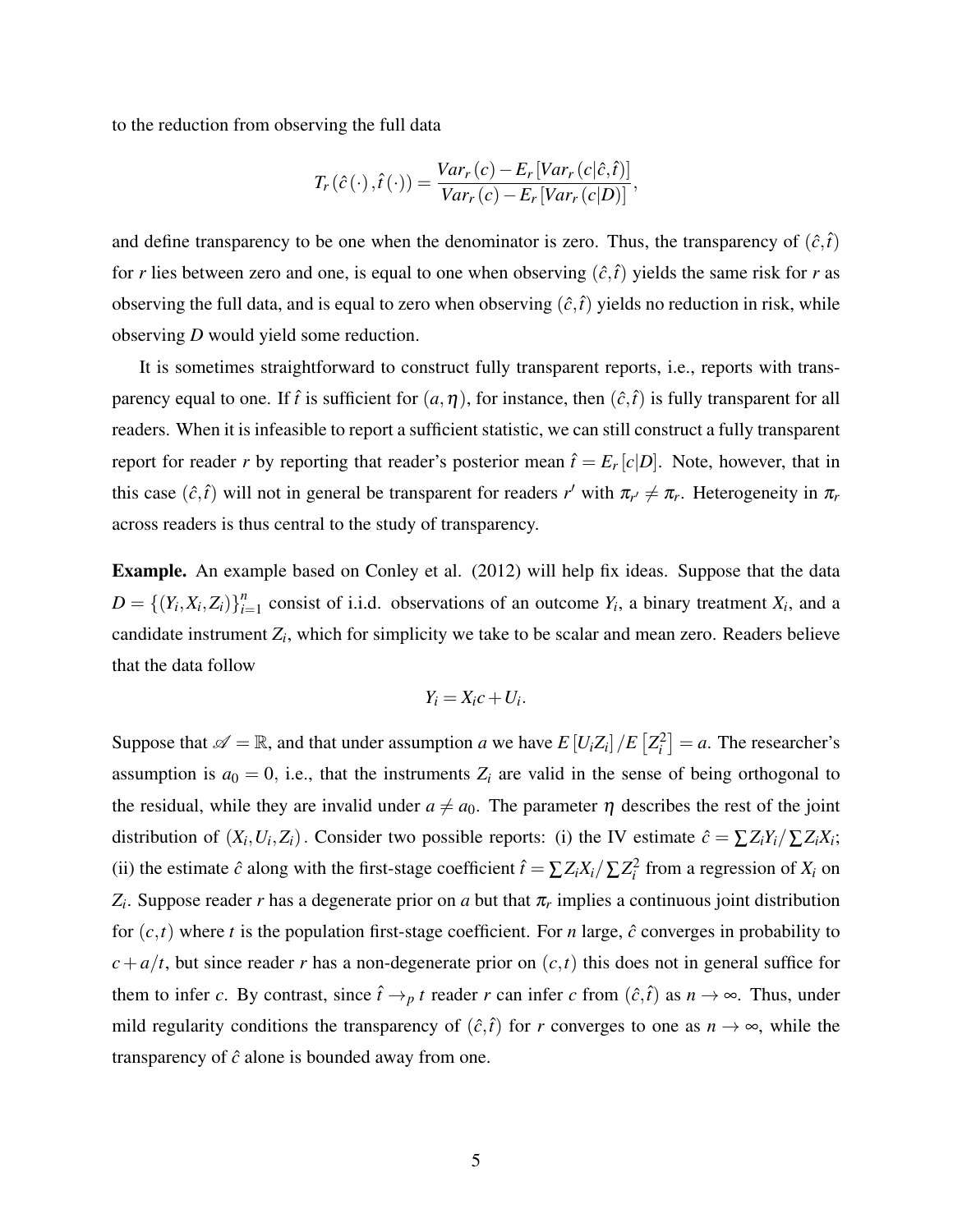to the reduction from observing the full data

$$T_r(\hat{c}(\cdot), \hat{t}(\cdot)) = \frac{Var_r(c) - E_r[Var_r(c|\hat{c}, \hat{t})]}{Var_r(c) - E_r[Var_r(c|D)]},$$

and define transparency to be one when the denominator is zero. Thus, the transparency of $(\hat{c}, \hat{t})$ for $r$ lies between zero and one, is equal to one when observing $(\hat{c}, \hat{t})$ yields the same risk for $r$ as observing the full data, and is equal to zero when observing $(\hat{c}, \hat{t})$ yields no reduction in risk, while observing $D$ would yield some reduction.

It is sometimes straightforward to construct fully transparent reports, i.e., reports with transparency equal to one. If $\hat{t}$ is sufficient for $(a, \eta)$, for instance, then $(\hat{c}, \hat{t})$ is fully transparent for all readers. When it is infeasible to report a sufficient statistic, we can still construct a fully transparent report for reader $r$ by reporting that reader's posterior mean $\hat{t} = E_r[c|D]$. Note, however, that in this case $(\hat{c}, \hat{t})$ will not in general be transparent for readers $r'$ with $\pi_{r'} \neq \pi_r$. Heterogeneity in $\pi_r$ across readers is thus central to the study of transparency.

**Example.** An example based on Conley et al. (2012) will help fix ideas. Suppose that the data $D = \{(Y_i, X_i, Z_i)\}_{i=1}^n$ consist of i.i.d. observations of an outcome $Y_i$, a binary treatment $X_i$, and a candidate instrument $Z_i$, which for simplicity we take to be scalar and mean zero. Readers believe that the data follow

$$Y_i = X_i c + U_i.$$

Suppose that $\mathscr{A} = \mathbb{R}$, and that under assumption $a$ we have $E[U_i Z_i] / E[Z_i^2] = a$. The researcher's assumption is $a_0 = 0$, i.e., that the instruments $Z_i$ are valid in the sense of being orthogonal to the residual, while they are invalid under $a \neq a_0$. The parameter $\eta$ describes the rest of the joint distribution of $(X_i, U_i, Z_i)$. Consider two possible reports: (i) the IV estimate $\hat{c} = \sum Z_i Y_i / \sum Z_i X_i$; (ii) the estimate $\hat{c}$ along with the first-stage coefficient $\hat{t} = \sum Z_i X_i / \sum Z_i^2$ from a regression of $X_i$ on $Z_i$. Suppose reader $r$ has a degenerate prior on $a$ but that $\pi_r$ implies a continuous joint distribution for $(c, t)$ where $t$ is the population first-stage coefficient. For $n$ large, $\hat{c}$ converges in probability to $c + a/t$, but since reader $r$ has a non-degenerate prior on $(c, t)$ this does not in general suffice for them to infer $c$. By contrast, since $\hat{t} \to_p t$ reader $r$ can infer $c$ from $(\hat{c}, \hat{t})$ as $n \to \infty$. Thus, under mild regularity conditions the transparency of $(\hat{c}, \hat{t})$ for $r$ converges to one as $n \to \infty$, while the transparency of $\hat{c}$ alone is bounded away from one.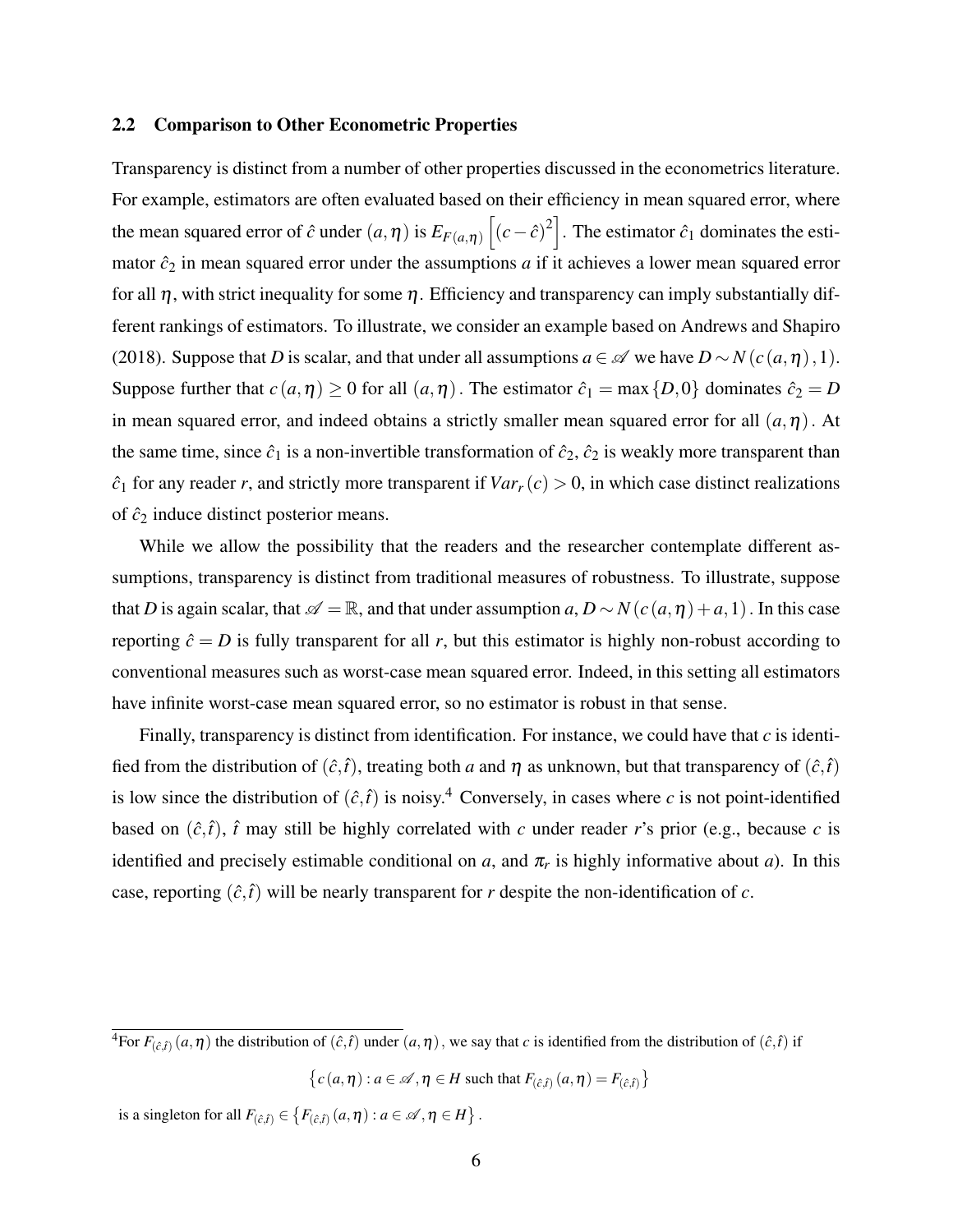### 2.2 Comparison to Other Econometric Properties

Transparency is distinct from a number of other properties discussed in the econometrics literature. For example, estimators are often evaluated based on their efficiency in mean squared error, where the mean squared error of $\hat{c}$ under $(a,\eta)$ is $E_{F(a,\eta)}\left[(c-\hat{c})^2\right]$. The estimator $\hat{c}_1$ dominates the estimator $\hat{c}_2$ in mean squared error under the assumptions $a$ if it achieves a lower mean squared error for all $\eta$, with strict inequality for some $\eta$. Efficiency and transparency can imply substantially different rankings of estimators. To illustrate, we consider an example based on Andrews and Shapiro (2018). Suppose that $D$ is scalar, and that under all assumptions $a \in \mathscr{A}$ we have $D \sim N(c(a,\eta),1)$. Suppose further that $c(a,\eta) \geq 0$ for all $(a,\eta)$. The estimator $\hat{c}_1 = \max\{D,0\}$ dominates $\hat{c}_2 = D$ in mean squared error, and indeed obtains a strictly smaller mean squared error for all $(a,\eta)$. At the same time, since $\hat{c}_1$ is a non-invertible transformation of $\hat{c}_2$, $\hat{c}_2$ is weakly more transparent than $\hat{c}_1$ for any reader $r$, and strictly more transparent if $Var_r(c) > 0$, in which case distinct realizations of $\hat{c}_2$ induce distinct posterior means.

While we allow the possibility that the readers and the researcher contemplate different assumptions, transparency is distinct from traditional measures of robustness. To illustrate, suppose that $D$ is again scalar, that $\mathscr{A} = \mathbb{R}$, and that under assumption $a$, $D \sim N(c(a,\eta)+a,1)$. In this case reporting $\hat{c} = D$ is fully transparent for all $r$, but this estimator is highly non-robust according to conventional measures such as worst-case mean squared error. Indeed, in this setting all estimators have infinite worst-case mean squared error, so no estimator is robust in that sense.

Finally, transparency is distinct from identification. For instance, we could have that $c$ is identified from the distribution of $(\hat{c},\hat{t})$, treating both $a$ and $\eta$ as unknown, but that transparency of $(\hat{c},\hat{t})$ is low since the distribution of $(\hat{c},\hat{t})$ is noisy.[4] Conversely, in cases where $c$ is not point-identified based on $(\hat{c},\hat{t})$, $\hat{t}$ may still be highly correlated with $c$ under reader $r$'s prior (e.g., because $c$ is identified and precisely estimable conditional on $a$, and $\pi_r$ is highly informative about $a$). In this case, reporting $(\hat{c},\hat{t})$ will be nearly transparent for $r$ despite the non-identification of $c$.

---

[4] For $F_{(\hat{c},\hat{t})}(a,\eta)$ the distribution of $(\hat{c},\hat{t})$ under $(a,\eta)$, we say that $c$ is identified from the distribution of $(\hat{c},\hat{t})$ if

$$\left\{c(a,\eta) : a \in \mathscr{A}, \eta \in H \text{ such that } F_{(\hat{c},\hat{t})}(a,\eta) = F_{(\hat{c},\hat{t})}\right\}$$

is a singleton for all $F_{(\hat{c},\hat{t})} \in \left\{F_{(\hat{c},\hat{t})}(a,\eta) : a \in \mathscr{A}, \eta \in H\right\}$.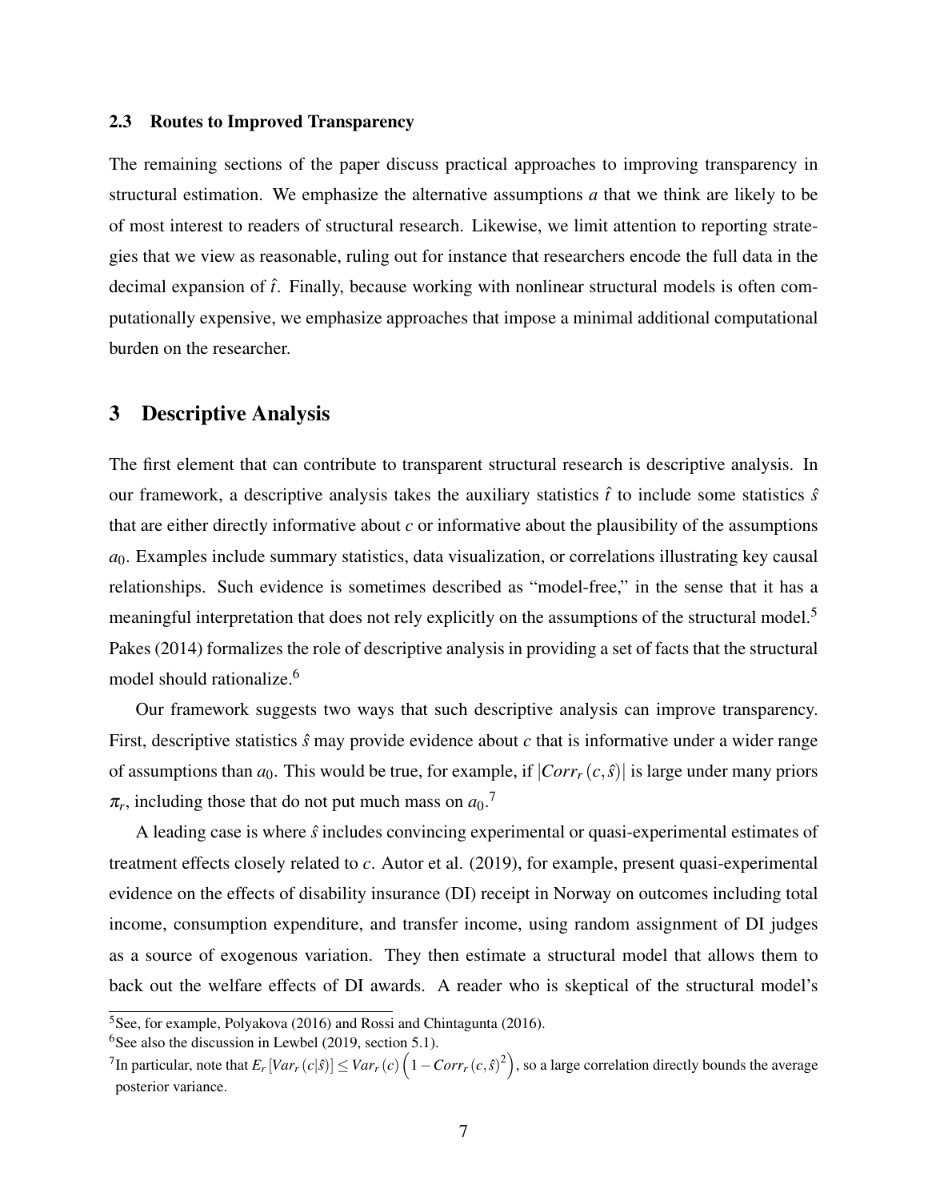### 2.3 Routes to Improved Transparency

The remaining sections of the paper discuss practical approaches to improving transparency in structural estimation. We emphasize the alternative assumptions $a$ that we think are likely to be of most interest to readers of structural research. Likewise, we limit attention to reporting strategies that we view as reasonable, ruling out for instance that researchers encode the full data in the decimal expansion of $\hat{t}$. Finally, because working with nonlinear structural models is often computationally expensive, we emphasize approaches that impose a minimal additional computational burden on the researcher.

## 3 Descriptive Analysis

The first element that can contribute to transparent structural research is descriptive analysis. In our framework, a descriptive analysis takes the auxiliary statistics $\hat{t}$ to include some statistics $\hat{s}$ that are either directly informative about $c$ or informative about the plausibility of the assumptions $a_0$. Examples include summary statistics, data visualization, or correlations illustrating key causal relationships. Such evidence is sometimes described as "model-free," in the sense that it has a meaningful interpretation that does not rely explicitly on the assumptions of the structural model.[5] Pakes (2014) formalizes the role of descriptive analysis in providing a set of facts that the structural model should rationalize.[6]

Our framework suggests two ways that such descriptive analysis can improve transparency. First, descriptive statistics $\hat{s}$ may provide evidence about $c$ that is informative under a wider range of assumptions than $a_0$. This would be true, for example, if $|Corr_r(c, \hat{s})|$ is large under many priors $\pi_r$, including those that do not put much mass on $a_0$.[7]

A leading case is where $\hat{s}$ includes convincing experimental or quasi-experimental estimates of treatment effects closely related to $c$. Autor et al. (2019), for example, present quasi-experimental evidence on the effects of disability insurance (DI) receipt in Norway on outcomes including total income, consumption expenditure, and transfer income, using random assignment of DI judges as a source of exogenous variation. They then estimate a structural model that allows them to back out the welfare effects of DI awards. A reader who is skeptical of the structural model's

[5] See, for example, Polyakova (2016) and Rossi and Chintagunta (2016).

[6] See also the discussion in Lewbel (2019, section 5.1).

[7] In particular, note that $E_r[Var_r(c|\hat{s})] \leq Var_r(c)\left(1 - Corr_r(c, \hat{s})^2\right)$, so a large correlation directly bounds the average posterior variance.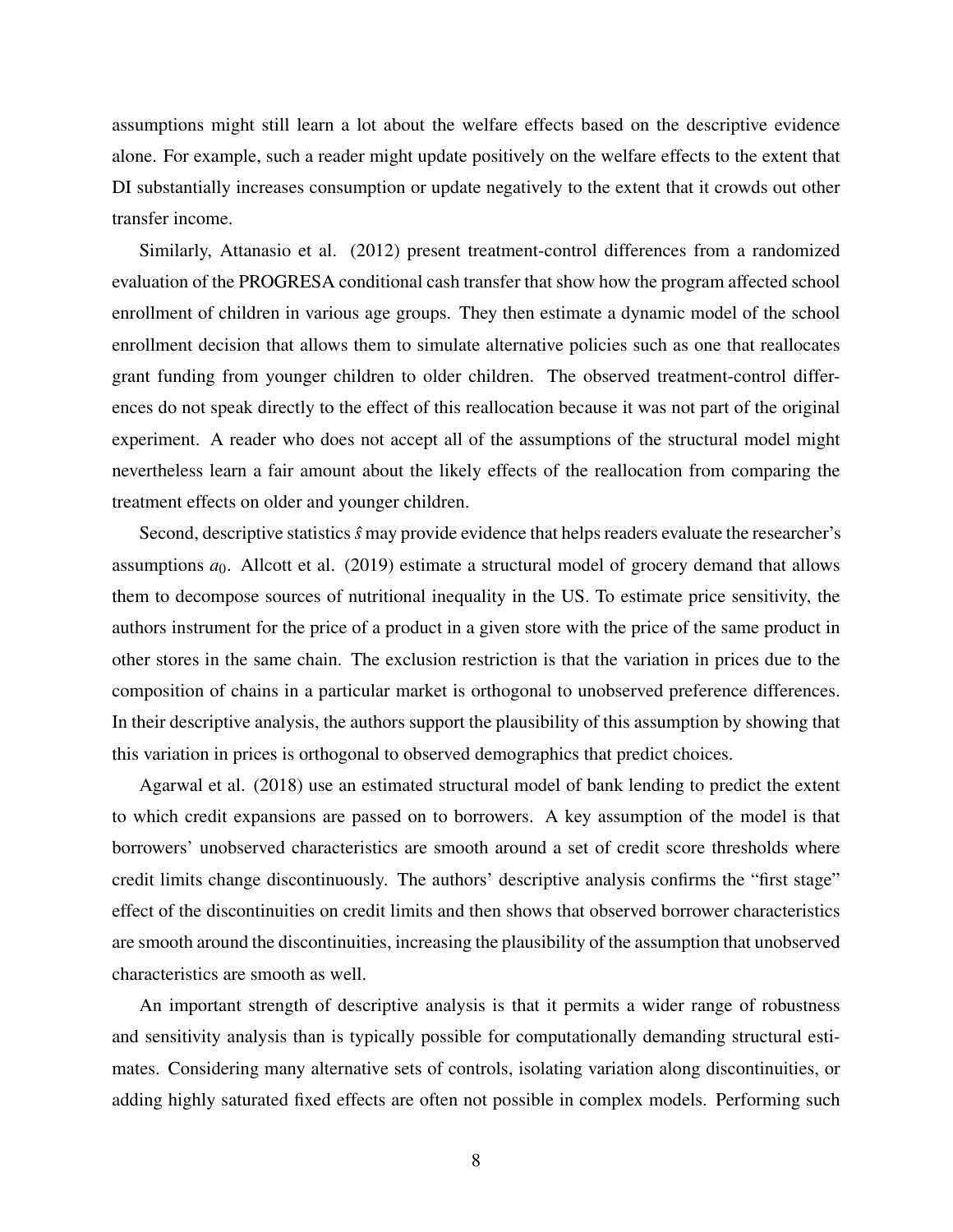assumptions might still learn a lot about the welfare effects based on the descriptive evidence alone. For example, such a reader might update positively on the welfare effects to the extent that DI substantially increases consumption or update negatively to the extent that it crowds out other transfer income.

Similarly, Attanasio et al. (2012) present treatment-control differences from a randomized evaluation of the PROGRESA conditional cash transfer that show how the program affected school enrollment of children in various age groups. They then estimate a dynamic model of the school enrollment decision that allows them to simulate alternative policies such as one that reallocates grant funding from younger children to older children. The observed treatment-control differences do not speak directly to the effect of this reallocation because it was not part of the original experiment. A reader who does not accept all of the assumptions of the structural model might nevertheless learn a fair amount about the likely effects of the reallocation from comparing the treatment effects on older and younger children.

Second, descriptive statistics $\hat{s}$ may provide evidence that helps readers evaluate the researcher's assumptions $a_0$. Allcott et al. (2019) estimate a structural model of grocery demand that allows them to decompose sources of nutritional inequality in the US. To estimate price sensitivity, the authors instrument for the price of a product in a given store with the price of the same product in other stores in the same chain. The exclusion restriction is that the variation in prices due to the composition of chains in a particular market is orthogonal to unobserved preference differences. In their descriptive analysis, the authors support the plausibility of this assumption by showing that this variation in prices is orthogonal to observed demographics that predict choices.

Agarwal et al. (2018) use an estimated structural model of bank lending to predict the extent to which credit expansions are passed on to borrowers. A key assumption of the model is that borrowers' unobserved characteristics are smooth around a set of credit score thresholds where credit limits change discontinuously. The authors' descriptive analysis confirms the "first stage" effect of the discontinuities on credit limits and then shows that observed borrower characteristics are smooth around the discontinuities, increasing the plausibility of the assumption that unobserved characteristics are smooth as well.

An important strength of descriptive analysis is that it permits a wider range of robustness and sensitivity analysis than is typically possible for computationally demanding structural estimates. Considering many alternative sets of controls, isolating variation along discontinuities, or adding highly saturated fixed effects are often not possible in complex models. Performing such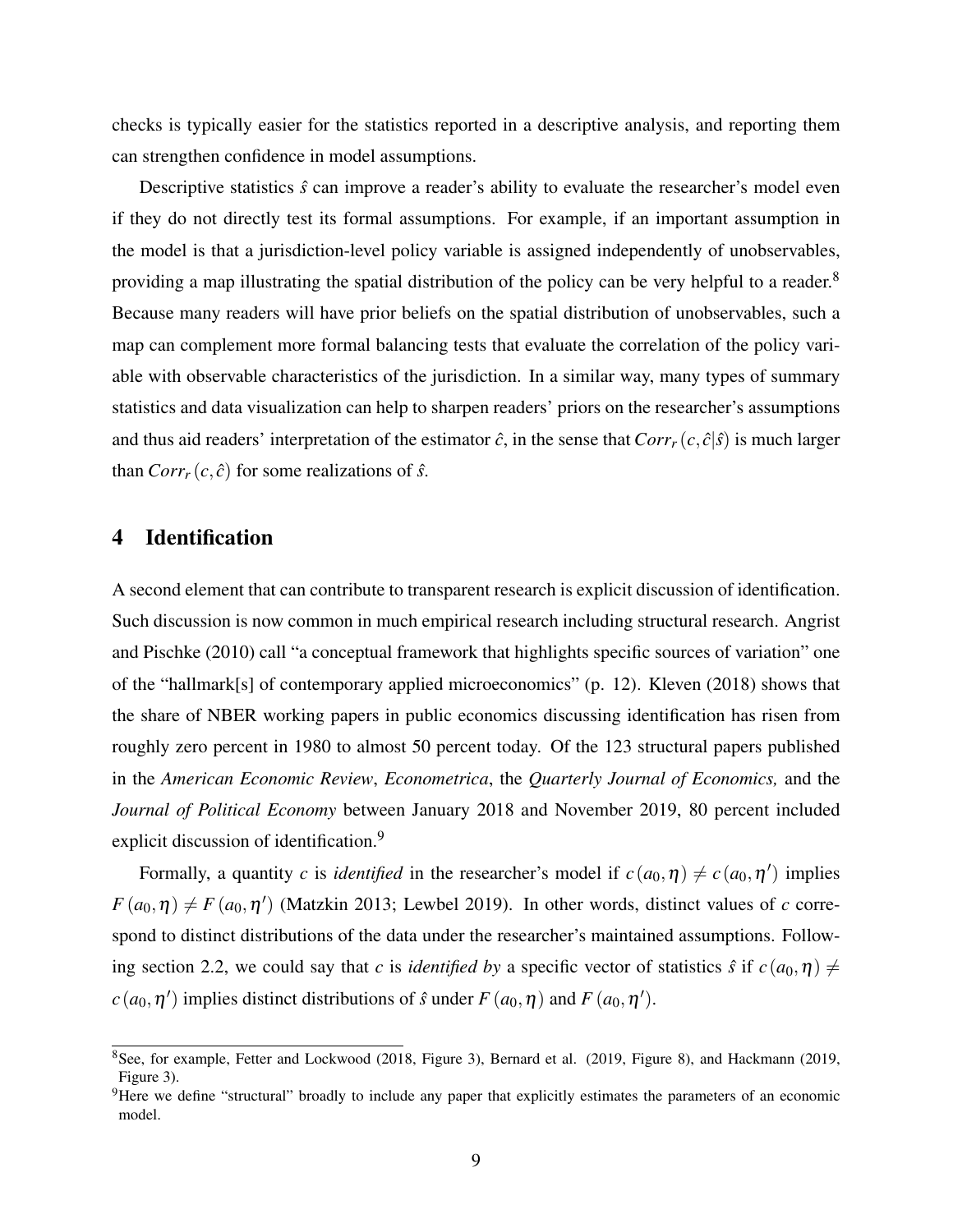checks is typically easier for the statistics reported in a descriptive analysis, and reporting them can strengthen confidence in model assumptions.

Descriptive statistics $\hat{s}$ can improve a reader's ability to evaluate the researcher's model even if they do not directly test its formal assumptions. For example, if an important assumption in the model is that a jurisdiction-level policy variable is assigned independently of unobservables, providing a map illustrating the spatial distribution of the policy can be very helpful to a reader.[8] Because many readers will have prior beliefs on the spatial distribution of unobservables, such a map can complement more formal balancing tests that evaluate the correlation of the policy variable with observable characteristics of the jurisdiction. In a similar way, many types of summary statistics and data visualization can help to sharpen readers' priors on the researcher's assumptions and thus aid readers' interpretation of the estimator $\hat{c}$, in the sense that $Corr_r(c, \hat{c}|\hat{s})$ is much larger than $Corr_r(c, \hat{c})$ for some realizations of $\hat{s}$.

## 4 Identification

A second element that can contribute to transparent research is explicit discussion of identification. Such discussion is now common in much empirical research including structural research. Angrist and Pischke (2010) call "a conceptual framework that highlights specific sources of variation" one of the "hallmark[s] of contemporary applied microeconomics" (p. 12). Kleven (2018) shows that the share of NBER working papers in public economics discussing identification has risen from roughly zero percent in 1980 to almost 50 percent today. Of the 123 structural papers published in the *American Economic Review*, *Econometrica*, the *Quarterly Journal of Economics,* and the *Journal of Political Economy* between January 2018 and November 2019, 80 percent included explicit discussion of identification.[9]

Formally, a quantity $c$ is *identified* in the researcher's model if $c(a_0, \eta) \neq c(a_0, \eta')$ implies $F(a_0, \eta) \neq F(a_0, \eta')$ (Matzkin 2013; Lewbel 2019). In other words, distinct values of $c$ correspond to distinct distributions of the data under the researcher's maintained assumptions. Following section 2.2, we could say that $c$ is *identified by* a specific vector of statistics $\hat{s}$ if $c(a_0, \eta) \neq c(a_0, \eta')$ implies distinct distributions of $\hat{s}$ under $F(a_0, \eta)$ and $F(a_0, \eta')$.

[8] See, for example, Fetter and Lockwood (2018, Figure 3), Bernard et al. (2019, Figure 8), and Hackmann (2019, Figure 3).

[9] Here we define "structural" broadly to include any paper that explicitly estimates the parameters of an economic model.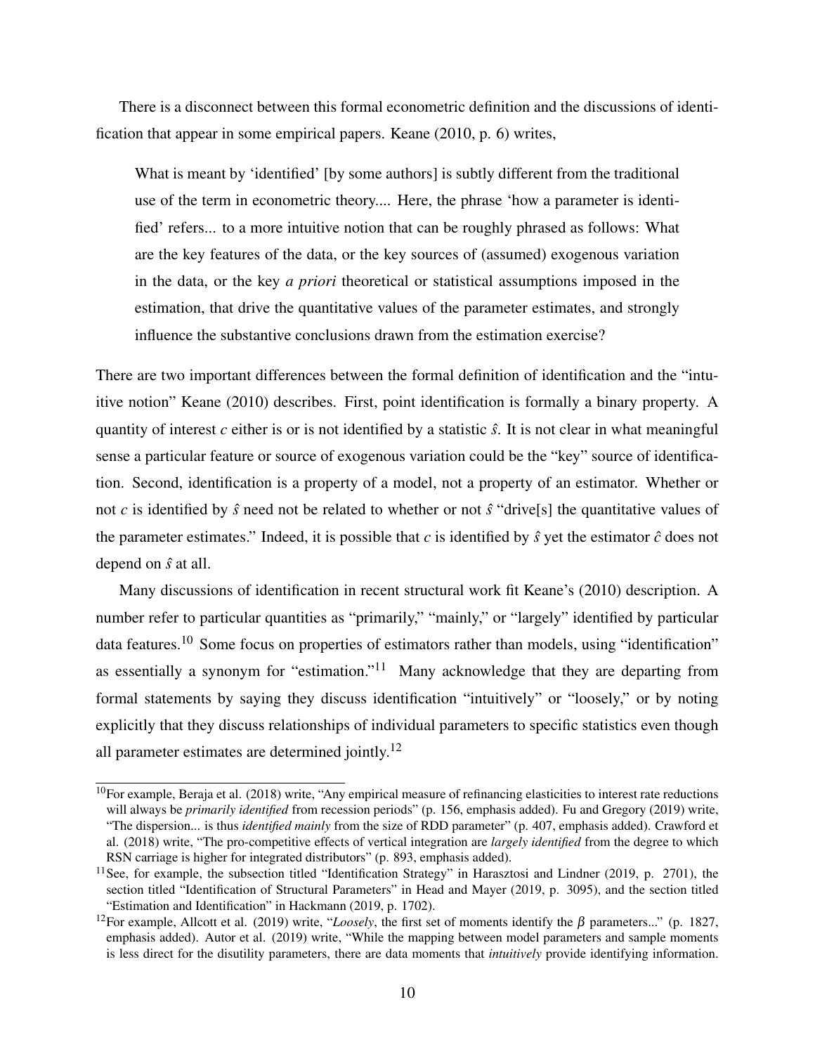There is a disconnect between this formal econometric definition and the discussions of identification that appear in some empirical papers. Keane (2010, p. 6) writes,

> What is meant by 'identified' [by some authors] is subtly different from the traditional use of the term in econometric theory.... Here, the phrase 'how a parameter is identified' refers... to a more intuitive notion that can be roughly phrased as follows: What are the key features of the data, or the key sources of (assumed) exogenous variation in the data, or the key *a priori* theoretical or statistical assumptions imposed in the estimation, that drive the quantitative values of the parameter estimates, and strongly influence the substantive conclusions drawn from the estimation exercise?

There are two important differences between the formal definition of identification and the "intuitive notion" Keane (2010) describes. First, point identification is formally a binary property. A quantity of interest $c$ either is or is not identified by a statistic $\hat{s}$. It is not clear in what meaningful sense a particular feature or source of exogenous variation could be the "key" source of identification. Second, identification is a property of a model, not a property of an estimator. Whether or not $c$ is identified by $\hat{s}$ need not be related to whether or not $\hat{s}$ "drive[s] the quantitative values of the parameter estimates." Indeed, it is possible that $c$ is identified by $\hat{s}$ yet the estimator $\hat{c}$ does not depend on $\hat{s}$ at all.

Many discussions of identification in recent structural work fit Keane's (2010) description. A number refer to particular quantities as "primarily," "mainly," or "largely" identified by particular data features.[10] Some focus on properties of estimators rather than models, using "identification" as essentially a synonym for "estimation."[11] Many acknowledge that they are departing from formal statements by saying they discuss identification "intuitively" or "loosely," or by noting explicitly that they discuss relationships of individual parameters to specific statistics even though all parameter estimates are determined jointly.[12]

---

[10] For example, Beraja et al. (2018) write, "Any empirical measure of refinancing elasticities to interest rate reductions will always be *primarily identified* from recession periods" (p. 156, emphasis added). Fu and Gregory (2019) write, "The dispersion... is thus *identified mainly* from the size of RDD parameter" (p. 407, emphasis added). Crawford et al. (2018) write, "The pro-competitive effects of vertical integration are *largely identified* from the degree to which RSN carriage is higher for integrated distributors" (p. 893, emphasis added).

[11] See, for example, the subsection titled "Identification Strategy" in Harasztosi and Lindner (2019, p. 2701), the section titled "Identification of Structural Parameters" in Head and Mayer (2019, p. 3095), and the section titled "Estimation and Identification" in Hackmann (2019, p. 1702).

[12] For example, Allcott et al. (2019) write, "*Loosely*, the first set of moments identify the $\beta$ parameters..." (p. 1827, emphasis added). Autor et al. (2019) write, "While the mapping between model parameters and sample moments is less direct for the disutility parameters, there are data moments that *intuitively* provide identifying information.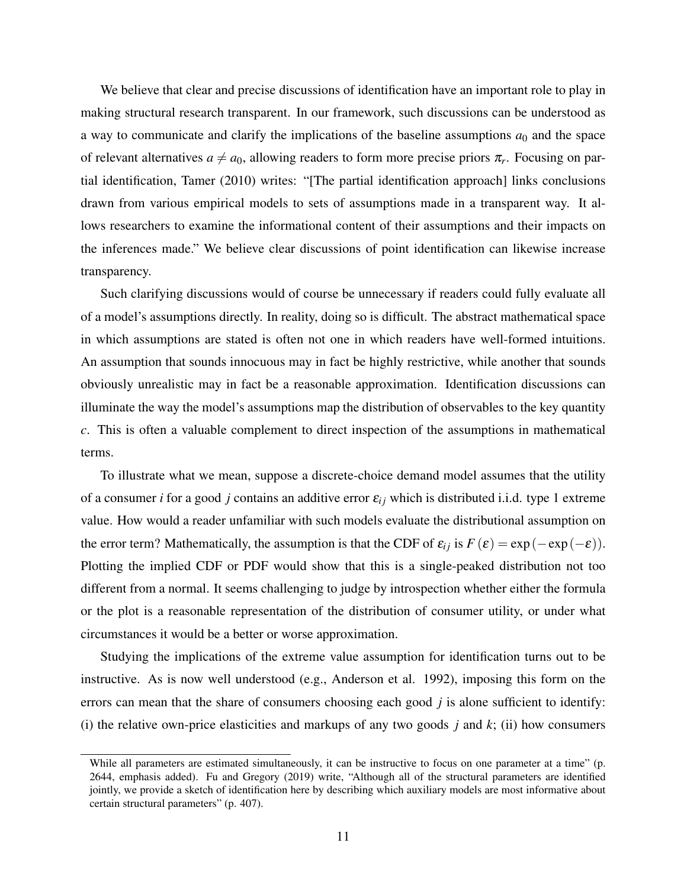We believe that clear and precise discussions of identification have an important role to play in making structural research transparent. In our framework, such discussions can be understood as a way to communicate and clarify the implications of the baseline assumptions $a_0$ and the space of relevant alternatives $a \neq a_0$, allowing readers to form more precise priors $\pi_r$. Focusing on partial identification, Tamer (2010) writes: "[The partial identification approach] links conclusions drawn from various empirical models to sets of assumptions made in a transparent way. It allows researchers to examine the informational content of their assumptions and their impacts on the inferences made." We believe clear discussions of point identification can likewise increase transparency.

Such clarifying discussions would of course be unnecessary if readers could fully evaluate all of a model's assumptions directly. In reality, doing so is difficult. The abstract mathematical space in which assumptions are stated is often not one in which readers have well-formed intuitions. An assumption that sounds innocuous may in fact be highly restrictive, while another that sounds obviously unrealistic may in fact be a reasonable approximation. Identification discussions can illuminate the way the model's assumptions map the distribution of observables to the key quantity $c$. This is often a valuable complement to direct inspection of the assumptions in mathematical terms.

To illustrate what we mean, suppose a discrete-choice demand model assumes that the utility of a consumer $i$ for a good $j$ contains an additive error $\varepsilon_{ij}$ which is distributed i.i.d. type 1 extreme value. How would a reader unfamiliar with such models evaluate the distributional assumption on the error term? Mathematically, the assumption is that the CDF of $\varepsilon_{ij}$ is $F(\varepsilon) = \exp(-\exp(-\varepsilon))$. Plotting the implied CDF or PDF would show that this is a single-peaked distribution not too different from a normal. It seems challenging to judge by introspection whether either the formula or the plot is a reasonable representation of the distribution of consumer utility, or under what circumstances it would be a better or worse approximation.

Studying the implications of the extreme value assumption for identification turns out to be instructive. As is now well understood (e.g., Anderson et al. 1992), imposing this form on the errors can mean that the share of consumers choosing each good $j$ is alone sufficient to identify: (i) the relative own-price elasticities and markups of any two goods $j$ and $k$; (ii) how consumers

While all parameters are estimated simultaneously, it can be instructive to focus on one parameter at a time" (p. 2644, emphasis added). Fu and Gregory (2019) write, "Although all of the structural parameters are identified jointly, we provide a sketch of identification here by describing which auxiliary models are most informative about certain structural parameters" (p. 407).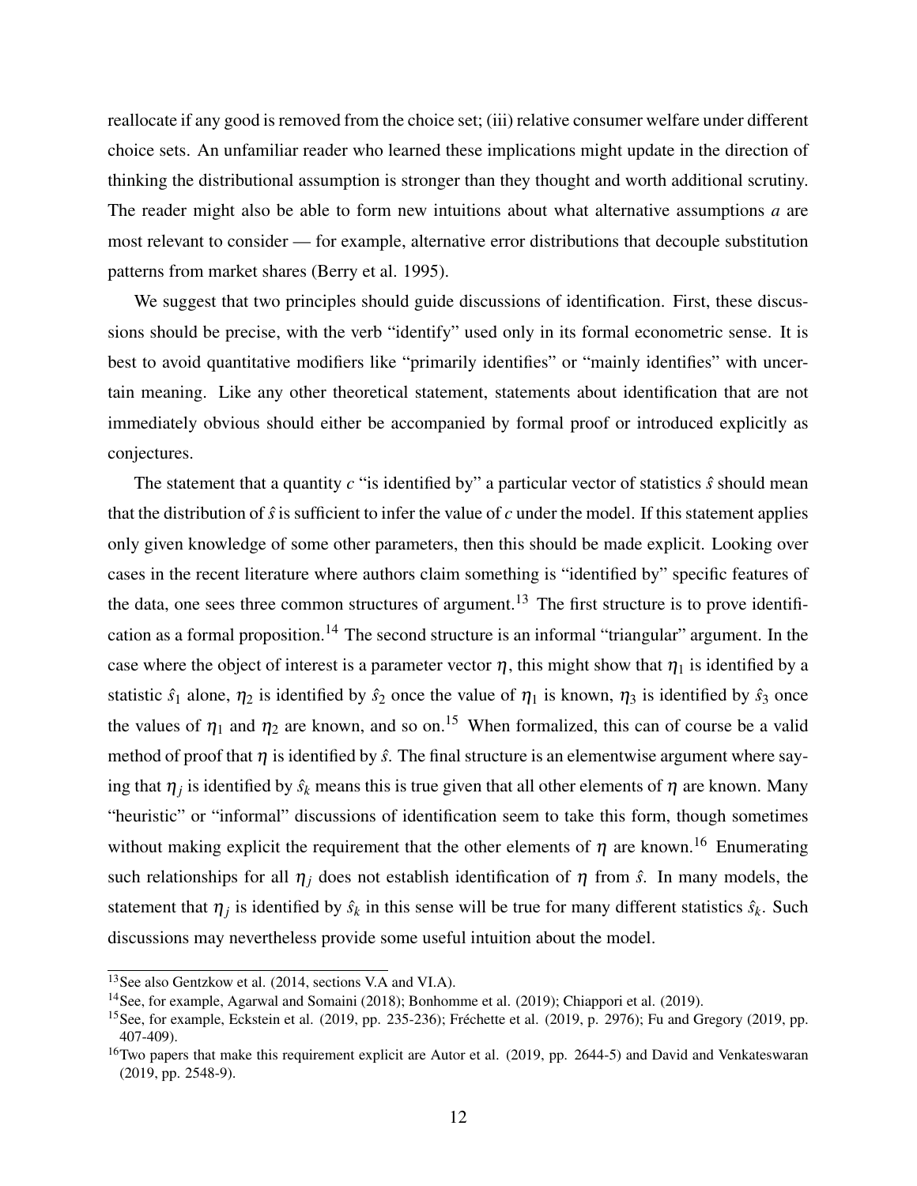reallocate if any good is removed from the choice set; (iii) relative consumer welfare under different choice sets. An unfamiliar reader who learned these implications might update in the direction of thinking the distributional assumption is stronger than they thought and worth additional scrutiny. The reader might also be able to form new intuitions about what alternative assumptions $a$ are most relevant to consider — for example, alternative error distributions that decouple substitution patterns from market shares (Berry et al. 1995).

We suggest that two principles should guide discussions of identification. First, these discussions should be precise, with the verb "identify" used only in its formal econometric sense. It is best to avoid quantitative modifiers like "primarily identifies" or "mainly identifies" with uncertain meaning. Like any other theoretical statement, statements about identification that are not immediately obvious should either be accompanied by formal proof or introduced explicitly as conjectures.

The statement that a quantity $c$ "is identified by" a particular vector of statistics $\hat{s}$ should mean that the distribution of $\hat{s}$ is sufficient to infer the value of $c$ under the model. If this statement applies only given knowledge of some other parameters, then this should be made explicit. Looking over cases in the recent literature where authors claim something is "identified by" specific features of the data, one sees three common structures of argument.[13] The first structure is to prove identification as a formal proposition.[14] The second structure is an informal "triangular" argument. In the case where the object of interest is a parameter vector $\eta$, this might show that $\eta_1$ is identified by a statistic $\hat{s}_1$ alone, $\eta_2$ is identified by $\hat{s}_2$ once the value of $\eta_1$ is known, $\eta_3$ is identified by $\hat{s}_3$ once the values of $\eta_1$ and $\eta_2$ are known, and so on.[15] When formalized, this can of course be a valid method of proof that $\eta$ is identified by $\hat{s}$. The final structure is an elementwise argument where saying that $\eta_j$ is identified by $\hat{s}_k$ means this is true given that all other elements of $\eta$ are known. Many "heuristic" or "informal" discussions of identification seem to take this form, though sometimes without making explicit the requirement that the other elements of $\eta$ are known.[16] Enumerating such relationships for all $\eta_j$ does not establish identification of $\eta$ from $\hat{s}$. In many models, the statement that $\eta_j$ is identified by $\hat{s}_k$ in this sense will be true for many different statistics $\hat{s}_k$. Such discussions may nevertheless provide some useful intuition about the model.

[13] See also Gentzkow et al. (2014, sections V.A and VI.A).

[14] See, for example, Agarwal and Somaini (2018); Bonhomme et al. (2019); Chiappori et al. (2019).

[15] See, for example, Eckstein et al. (2019, pp. 235-236); Fréchette et al. (2019, p. 2976); Fu and Gregory (2019, pp. 407-409).

[16] Two papers that make this requirement explicit are Autor et al. (2019, pp. 2644-5) and David and Venkateswaran (2019, pp. 2548-9).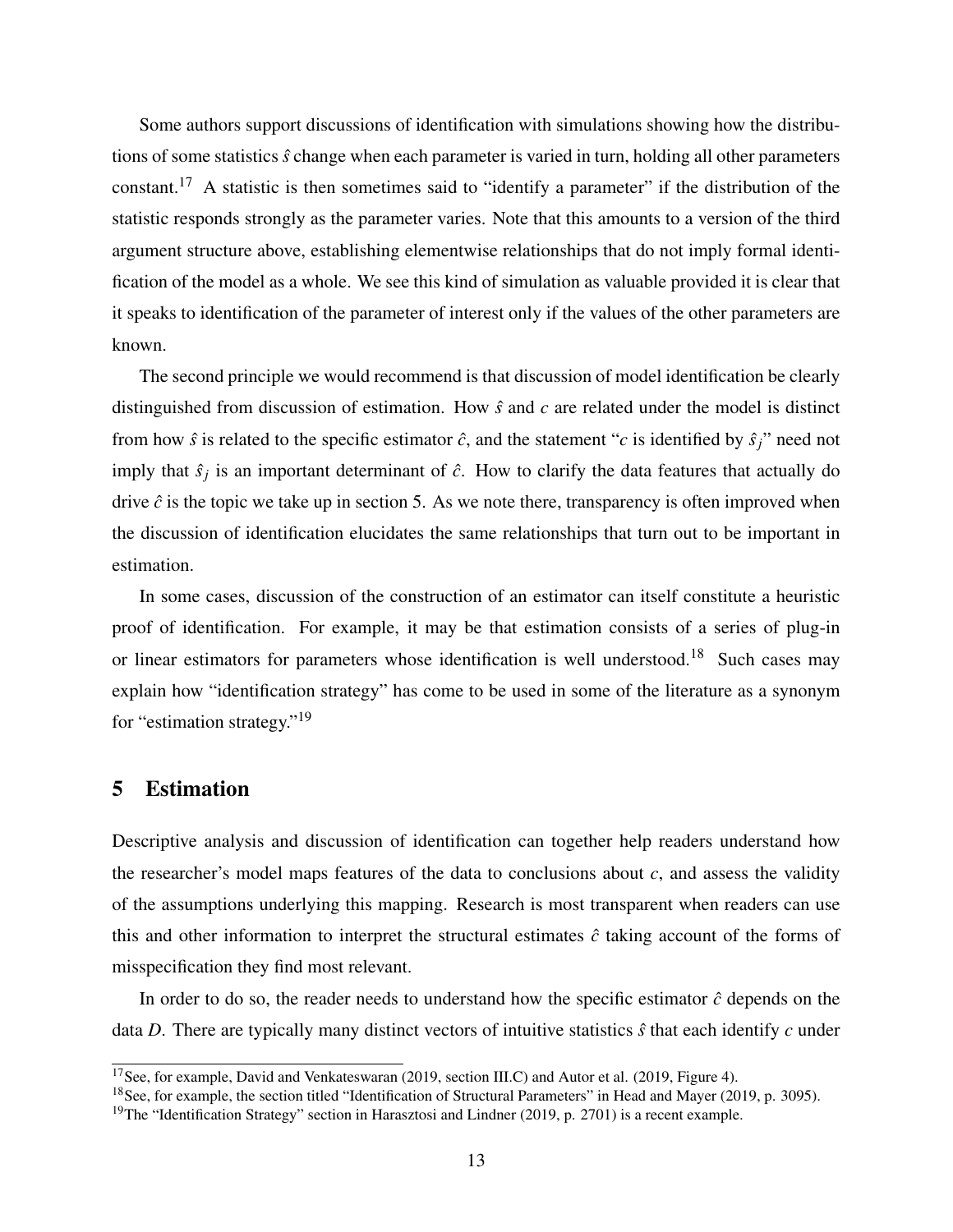Some authors support discussions of identification with simulations showing how the distributions of some statistics $\hat{s}$ change when each parameter is varied in turn, holding all other parameters constant.[17] A statistic is then sometimes said to "identify a parameter" if the distribution of the statistic responds strongly as the parameter varies. Note that this amounts to a version of the third argument structure above, establishing elementwise relationships that do not imply formal identification of the model as a whole. We see this kind of simulation as valuable provided it is clear that it speaks to identification of the parameter of interest only if the values of the other parameters are known.

The second principle we would recommend is that discussion of model identification be clearly distinguished from discussion of estimation. How $\hat{s}$ and $c$ are related under the model is distinct from how $\hat{s}$ is related to the specific estimator $\hat{c}$, and the statement "$c$ is identified by $\hat{s}_j$" need not imply that $\hat{s}_j$ is an important determinant of $\hat{c}$. How to clarify the data features that actually do drive $\hat{c}$ is the topic we take up in section 5. As we note there, transparency is often improved when the discussion of identification elucidates the same relationships that turn out to be important in estimation.

In some cases, discussion of the construction of an estimator can itself constitute a heuristic proof of identification. For example, it may be that estimation consists of a series of plug-in or linear estimators for parameters whose identification is well understood.[18] Such cases may explain how "identification strategy" has come to be used in some of the literature as a synonym for "estimation strategy."[19]

# 5 Estimation

Descriptive analysis and discussion of identification can together help readers understand how the researcher's model maps features of the data to conclusions about $c$, and assess the validity of the assumptions underlying this mapping. Research is most transparent when readers can use this and other information to interpret the structural estimates $\hat{c}$ taking account of the forms of misspecification they find most relevant.

In order to do so, the reader needs to understand how the specific estimator $\hat{c}$ depends on the data $D$. There are typically many distinct vectors of intuitive statistics $\hat{s}$ that each identify $c$ under

[17] See, for example, David and Venkateswaran (2019, section III.C) and Autor et al. (2019, Figure 4).

[18] See, for example, the section titled "Identification of Structural Parameters" in Head and Mayer (2019, p. 3095).

[19] The "Identification Strategy" section in Harasztosi and Lindner (2019, p. 2701) is a recent example.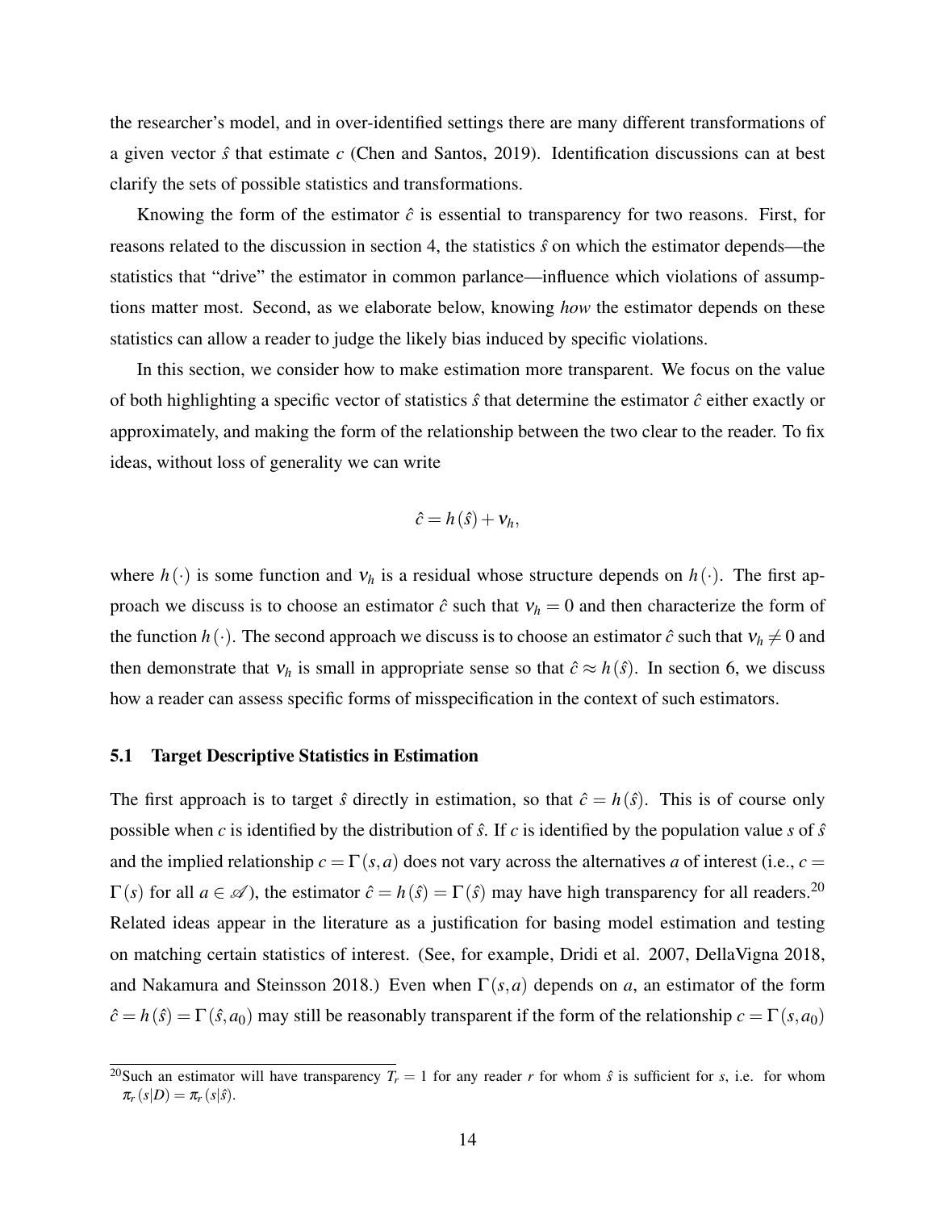the researcher's model, and in over-identified settings there are many different transformations of a given vector $\hat{s}$ that estimate $c$ (Chen and Santos, 2019). Identification discussions can at best clarify the sets of possible statistics and transformations.

Knowing the form of the estimator $\hat{c}$ is essential to transparency for two reasons. First, for reasons related to the discussion in section 4, the statistics $\hat{s}$ on which the estimator depends—the statistics that "drive" the estimator in common parlance—influence which violations of assumptions matter most. Second, as we elaborate below, knowing *how* the estimator depends on these statistics can allow a reader to judge the likely bias induced by specific violations.

In this section, we consider how to make estimation more transparent. We focus on the value of both highlighting a specific vector of statistics $\hat{s}$ that determine the estimator $\hat{c}$ either exactly or approximately, and making the form of the relationship between the two clear to the reader. To fix ideas, without loss of generality we can write

$$\hat{c} = h(\hat{s}) + \nu_h,$$

where $h(\cdot)$ is some function and $\nu_h$ is a residual whose structure depends on $h(\cdot)$. The first approach we discuss is to choose an estimator $\hat{c}$ such that $\nu_h = 0$ and then characterize the form of the function $h(\cdot)$. The second approach we discuss is to choose an estimator $\hat{c}$ such that $\nu_h \neq 0$ and then demonstrate that $\nu_h$ is small in appropriate sense so that $\hat{c} \approx h(\hat{s})$. In section 6, we discuss how a reader can assess specific forms of misspecification in the context of such estimators.

### 5.1 Target Descriptive Statistics in Estimation

The first approach is to target $\hat{s}$ directly in estimation, so that $\hat{c} = h(\hat{s})$. This is of course only possible when $c$ is identified by the distribution of $\hat{s}$. If $c$ is identified by the population value $s$ of $\hat{s}$ and the implied relationship $c = \Gamma(s,a)$ does not vary across the alternatives $a$ of interest (i.e., $c = \Gamma(s)$ for all $a \in \mathscr{A}$), the estimator $\hat{c} = h(\hat{s}) = \Gamma(\hat{s})$ may have high transparency for all readers.[20] Related ideas appear in the literature as a justification for basing model estimation and testing on matching certain statistics of interest. (See, for example, Dridi et al. 2007, DellaVigna 2018, and Nakamura and Steinsson 2018.) Even when $\Gamma(s,a)$ depends on $a$, an estimator of the form $\hat{c} = h(\hat{s}) = \Gamma(\hat{s}, a_0)$ may still be reasonably transparent if the form of the relationship $c = \Gamma(s, a_0)$

[20] Such an estimator will have transparency $T_r = 1$ for any reader $r$ for whom $\hat{s}$ is sufficient for $s$, i.e. for whom $\pi_r(s|D) = \pi_r(s|\hat{s})$.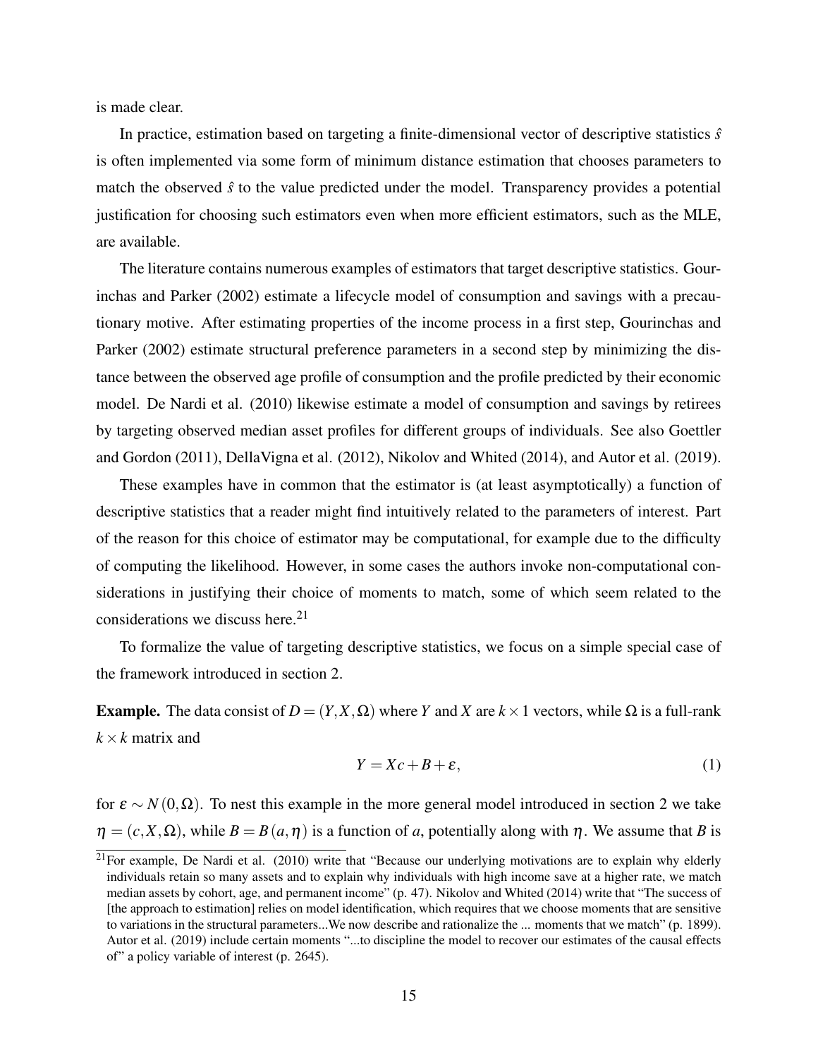is made clear.

In practice, estimation based on targeting a finite-dimensional vector of descriptive statistics $\hat{s}$ is often implemented via some form of minimum distance estimation that chooses parameters to match the observed $\hat{s}$ to the value predicted under the model. Transparency provides a potential justification for choosing such estimators even when more efficient estimators, such as the MLE, are available.

The literature contains numerous examples of estimators that target descriptive statistics. Gourinchas and Parker (2002) estimate a lifecycle model of consumption and savings with a precautionary motive. After estimating properties of the income process in a first step, Gourinchas and Parker (2002) estimate structural preference parameters in a second step by minimizing the distance between the observed age profile of consumption and the profile predicted by their economic model. De Nardi et al. (2010) likewise estimate a model of consumption and savings by retirees by targeting observed median asset profiles for different groups of individuals. See also Goettler and Gordon (2011), DellaVigna et al. (2012), Nikolov and Whited (2014), and Autor et al. (2019).

These examples have in common that the estimator is (at least asymptotically) a function of descriptive statistics that a reader might find intuitively related to the parameters of interest. Part of the reason for this choice of estimator may be computational, for example due to the difficulty of computing the likelihood. However, in some cases the authors invoke non-computational considerations in justifying their choice of moments to match, some of which seem related to the considerations we discuss here.[21]

To formalize the value of targeting descriptive statistics, we focus on a simple special case of the framework introduced in section 2.

**Example.** The data consist of $D = (Y, X, \Omega)$ where $Y$ and $X$ are $k \times 1$ vectors, while $\Omega$ is a full-rank $k \times k$ matrix and

$$Y = Xc + B + \varepsilon, \tag{1}$$

for $\varepsilon \sim N(0, \Omega)$. To nest this example in the more general model introduced in section 2 we take $\eta = (c, X, \Omega)$, while $B = B(a, \eta)$ is a function of $a$, potentially along with $\eta$. We assume that $B$ is

[21] For example, De Nardi et al. (2010) write that "Because our underlying motivations are to explain why elderly individuals retain so many assets and to explain why individuals with high income save at a higher rate, we match median assets by cohort, age, and permanent income" (p. 47). Nikolov and Whited (2014) write that "The success of [the approach to estimation] relies on model identification, which requires that we choose moments that are sensitive to variations in the structural parameters...We now describe and rationalize the ... moments that we match" (p. 1899). Autor et al. (2019) include certain moments "...to discipline the model to recover our estimates of the causal effects of" a policy variable of interest (p. 2645).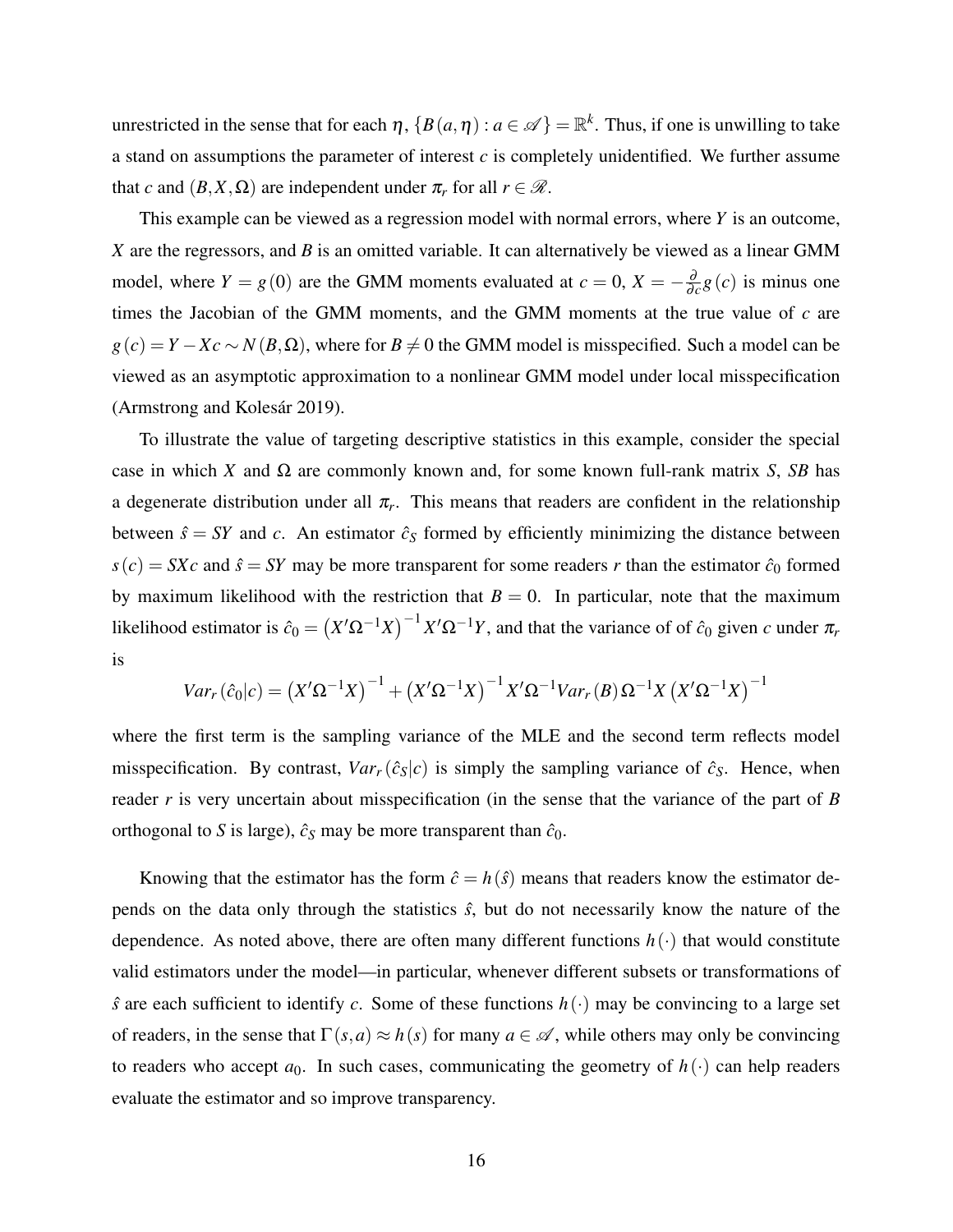unrestricted in the sense that for each $\eta$, $\{B(a,\eta) : a \in \mathscr{A}\} = \mathbb{R}^k$. Thus, if one is unwilling to take a stand on assumptions the parameter of interest $c$ is completely unidentified. We further assume that $c$ and $(B, X, \Omega)$ are independent under $\pi_r$ for all $r \in \mathscr{R}$.

This example can be viewed as a regression model with normal errors, where $Y$ is an outcome, $X$ are the regressors, and $B$ is an omitted variable. It can alternatively be viewed as a linear GMM model, where $Y = g(0)$ are the GMM moments evaluated at $c = 0$, $X = -\frac{\partial}{\partial c} g(c)$ is minus one times the Jacobian of the GMM moments, and the GMM moments at the true value of $c$ are $g(c) = Y - Xc \sim N(B, \Omega)$, where for $B \neq 0$ the GMM model is misspecified. Such a model can be viewed as an asymptotic approximation to a nonlinear GMM model under local misspecification (Armstrong and Kolesár 2019).

To illustrate the value of targeting descriptive statistics in this example, consider the special case in which $X$ and $\Omega$ are commonly known and, for some known full-rank matrix $S$, $SB$ has a degenerate distribution under all $\pi_r$. This means that readers are confident in the relationship between $\hat{s} = SY$ and $c$. An estimator $\hat{c}_S$ formed by efficiently minimizing the distance between $s(c) = SXc$ and $\hat{s} = SY$ may be more transparent for some readers $r$ than the estimator $\hat{c}_0$ formed by maximum likelihood with the restriction that $B = 0$. In particular, note that the maximum likelihood estimator is $\hat{c}_0 = \left(X'\Omega^{-1}X\right)^{-1} X'\Omega^{-1}Y$, and that the variance of of $\hat{c}_0$ given $c$ under $\pi_r$ is

$$Var_r(\hat{c}_0|c) = \left(X'\Omega^{-1}X\right)^{-1} + \left(X'\Omega^{-1}X\right)^{-1} X'\Omega^{-1} Var_r(B) \Omega^{-1} X \left(X'\Omega^{-1}X\right)^{-1}$$

where the first term is the sampling variance of the MLE and the second term reflects model misspecification. By contrast, $Var_r(\hat{c}_S|c)$ is simply the sampling variance of $\hat{c}_S$. Hence, when reader $r$ is very uncertain about misspecification (in the sense that the variance of the part of $B$ orthogonal to $S$ is large), $\hat{c}_S$ may be more transparent than $\hat{c}_0$.

Knowing that the estimator has the form $\hat{c} = h(\hat{s})$ means that readers know the estimator depends on the data only through the statistics $\hat{s}$, but do not necessarily know the nature of the dependence. As noted above, there are often many different functions $h(\cdot)$ that would constitute valid estimators under the model—in particular, whenever different subsets or transformations of $\hat{s}$ are each sufficient to identify $c$. Some of these functions $h(\cdot)$ may be convincing to a large set of readers, in the sense that $\Gamma(s,a) \approx h(s)$ for many $a \in \mathscr{A}$, while others may only be convincing to readers who accept $a_0$. In such cases, communicating the geometry of $h(\cdot)$ can help readers evaluate the estimator and so improve transparency.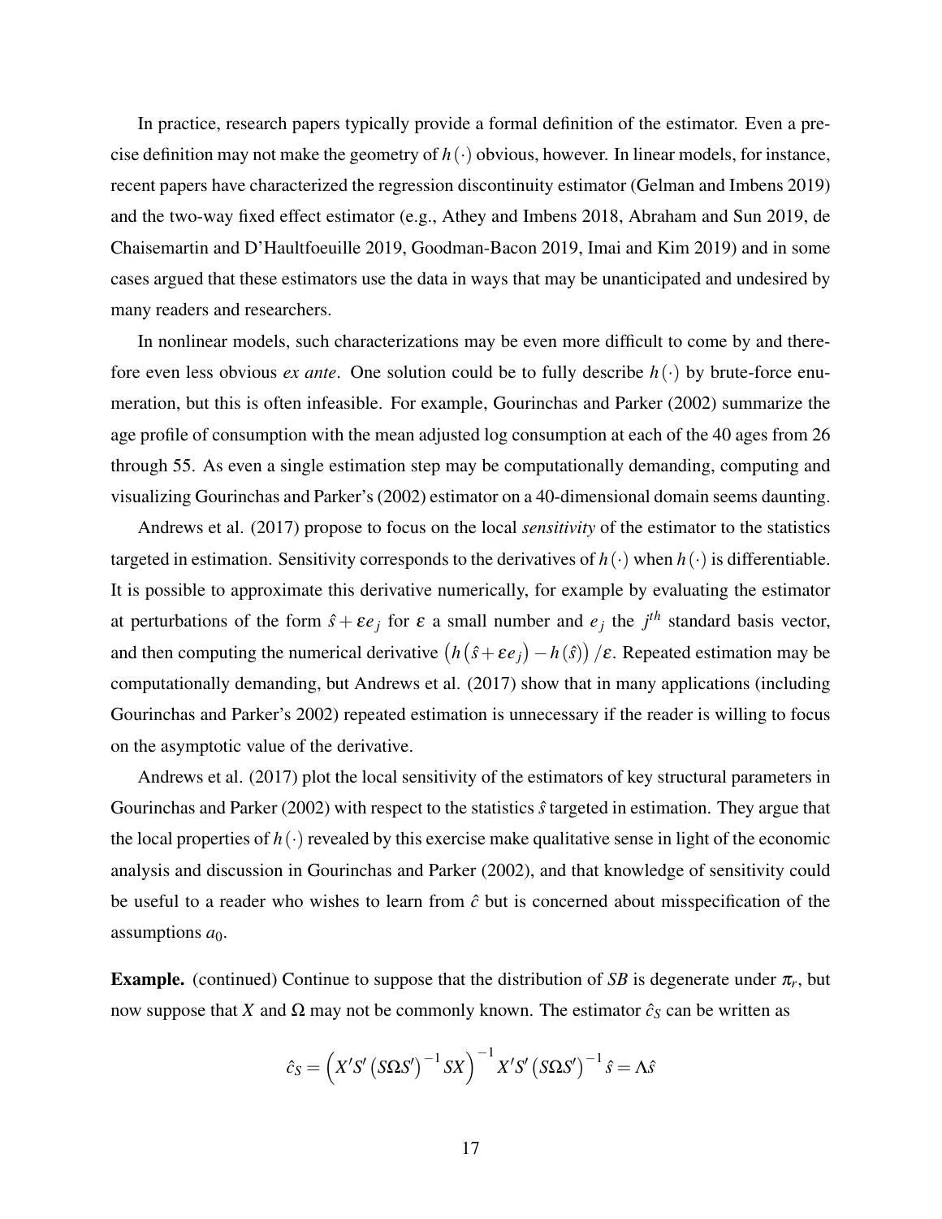In practice, research papers typically provide a formal definition of the estimator. Even a precise definition may not make the geometry of $h(\cdot)$ obvious, however. In linear models, for instance, recent papers have characterized the regression discontinuity estimator (Gelman and Imbens 2019) and the two-way fixed effect estimator (e.g., Athey and Imbens 2018, Abraham and Sun 2019, de Chaisemartin and D'Haultfoeuille 2019, Goodman-Bacon 2019, Imai and Kim 2019) and in some cases argued that these estimators use the data in ways that may be unanticipated and undesired by many readers and researchers.

In nonlinear models, such characterizations may be even more difficult to come by and therefore even less obvious *ex ante*. One solution could be to fully describe $h(\cdot)$ by brute-force enumeration, but this is often infeasible. For example, Gourinchas and Parker (2002) summarize the age profile of consumption with the mean adjusted log consumption at each of the 40 ages from 26 through 55. As even a single estimation step may be computationally demanding, computing and visualizing Gourinchas and Parker's (2002) estimator on a 40-dimensional domain seems daunting.

Andrews et al. (2017) propose to focus on the local *sensitivity* of the estimator to the statistics targeted in estimation. Sensitivity corresponds to the derivatives of $h(\cdot)$ when $h(\cdot)$ is differentiable. It is possible to approximate this derivative numerically, for example by evaluating the estimator at perturbations of the form $\hat{s}+\varepsilon e_j$ for $\varepsilon$ a small number and $e_j$ the $j^{th}$ standard basis vector, and then computing the numerical derivative $\left(h\left(\hat{s}+\varepsilon e_j\right)-h\left(\hat{s}\right)\right)/\varepsilon$. Repeated estimation may be computationally demanding, but Andrews et al. (2017) show that in many applications (including Gourinchas and Parker's 2002) repeated estimation is unnecessary if the reader is willing to focus on the asymptotic value of the derivative.

Andrews et al. (2017) plot the local sensitivity of the estimators of key structural parameters in Gourinchas and Parker (2002) with respect to the statistics $\hat{s}$ targeted in estimation. They argue that the local properties of $h(\cdot)$ revealed by this exercise make qualitative sense in light of the economic analysis and discussion in Gourinchas and Parker (2002), and that knowledge of sensitivity could be useful to a reader who wishes to learn from $\hat{c}$ but is concerned about misspecification of the assumptions $a_0$.

**Example.** (continued) Continue to suppose that the distribution of $SB$ is degenerate under $\pi_r$, but now suppose that $X$ and $\Omega$ may not be commonly known. The estimator $\hat{c}_S$ can be written as

$$\hat{c}_S = \left(X'S'\left(S\Omega S'\right)^{-1}SX\right)^{-1}X'S'\left(S\Omega S'\right)^{-1}\hat{s} = \Lambda\hat{s}$$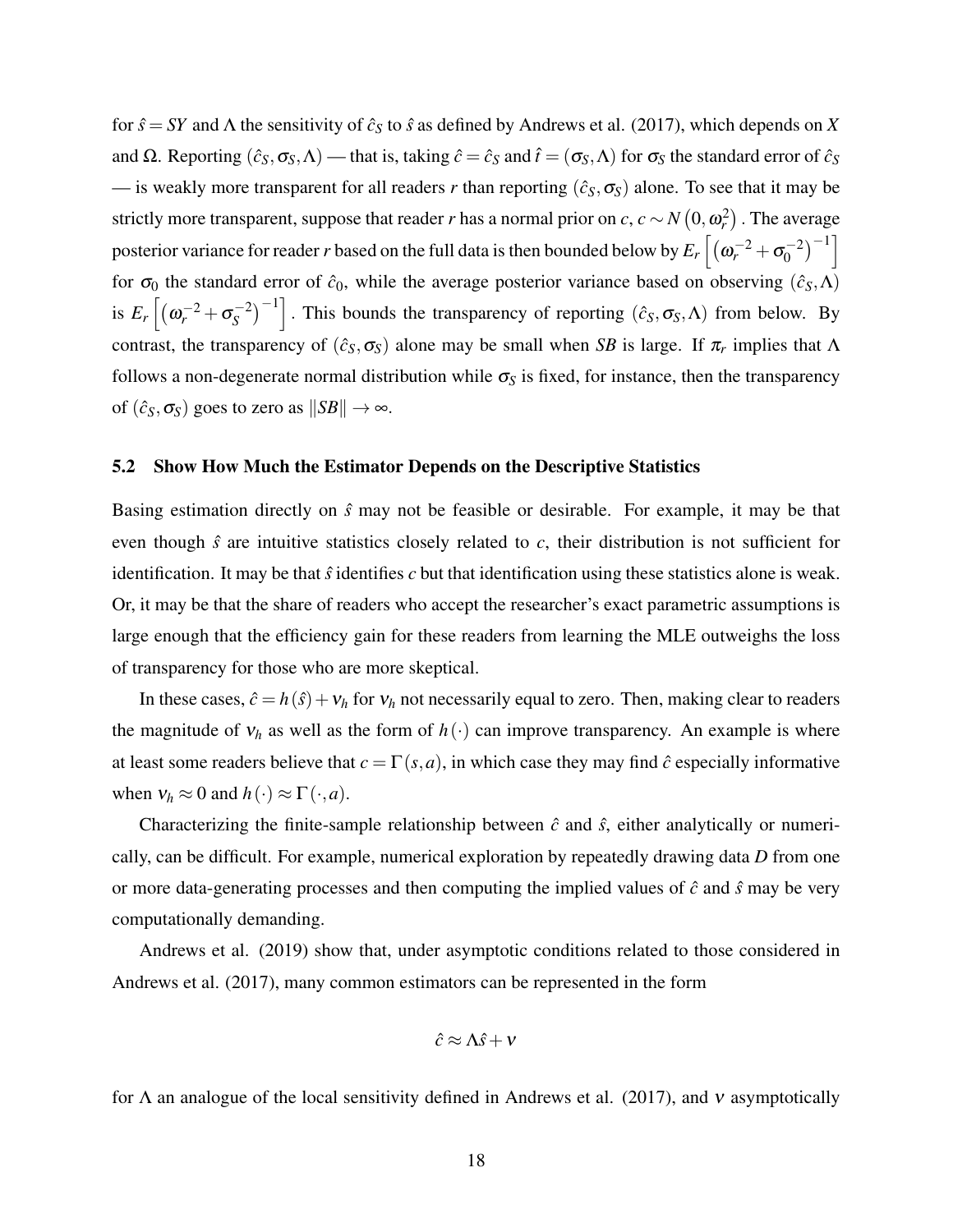for $\hat{s} = SY$ and $\Lambda$ the sensitivity of $\hat{c}_S$ to $\hat{s}$ as defined by Andrews et al. (2017), which depends on $X$ and $\Omega$. Reporting $(\hat{c}_S, \sigma_S, \Lambda)$ — that is, taking $\hat{c} = \hat{c}_S$ and $\hat{t} = (\sigma_S, \Lambda)$ for $\sigma_S$ the standard error of $\hat{c}_S$ — is weakly more transparent for all readers $r$ than reporting $(\hat{c}_S, \sigma_S)$ alone. To see that it may be strictly more transparent, suppose that reader $r$ has a normal prior on $c$, $c \sim N\left(0, \omega_r^2\right)$. The average posterior variance for reader $r$ based on the full data is then bounded below by $E_r\left[\left(\omega_r^{-2} + \sigma_0^{-2}\right)^{-1}\right]$ for $\sigma_0$ the standard error of $\hat{c}_0$, while the average posterior variance based on observing $(\hat{c}_S, \Lambda)$ is $E_r\left[\left(\omega_r^{-2} + \sigma_S^{-2}\right)^{-1}\right]$. This bounds the transparency of reporting $(\hat{c}_S, \sigma_S, \Lambda)$ from below. By contrast, the transparency of $(\hat{c}_S, \sigma_S)$ alone may be small when $SB$ is large. If $\pi_r$ implies that $\Lambda$ follows a non-degenerate normal distribution while $\sigma_S$ is fixed, for instance, then the transparency of $(\hat{c}_S, \sigma_S)$ goes to zero as $\|SB\| \to \infty$.

### 5.2 Show How Much the Estimator Depends on the Descriptive Statistics

Basing estimation directly on $\hat{s}$ may not be feasible or desirable. For example, it may be that even though $\hat{s}$ are intuitive statistics closely related to $c$, their distribution is not sufficient for identification. It may be that $\hat{s}$ identifies $c$ but that identification using these statistics alone is weak. Or, it may be that the share of readers who accept the researcher's exact parametric assumptions is large enough that the efficiency gain for these readers from learning the MLE outweighs the loss of transparency for those who are more skeptical.

In these cases, $\hat{c} = h(\hat{s}) + \nu_h$ for $\nu_h$ not necessarily equal to zero. Then, making clear to readers the magnitude of $\nu_h$ as well as the form of $h(\cdot)$ can improve transparency. An example is where at least some readers believe that $c = \Gamma(s, a)$, in which case they may find $\hat{c}$ especially informative when $\nu_h \approx 0$ and $h(\cdot) \approx \Gamma(\cdot, a)$.

Characterizing the finite-sample relationship between $\hat{c}$ and $\hat{s}$, either analytically or numerically, can be difficult. For example, numerical exploration by repeatedly drawing data $D$ from one or more data-generating processes and then computing the implied values of $\hat{c}$ and $\hat{s}$ may be very computationally demanding.

Andrews et al. (2019) show that, under asymptotic conditions related to those considered in Andrews et al. (2017), many common estimators can be represented in the form

$$\hat{c} \approx \Lambda \hat{s} + \nu$$

for $\Lambda$ an analogue of the local sensitivity defined in Andrews et al. (2017), and $\nu$ asymptotically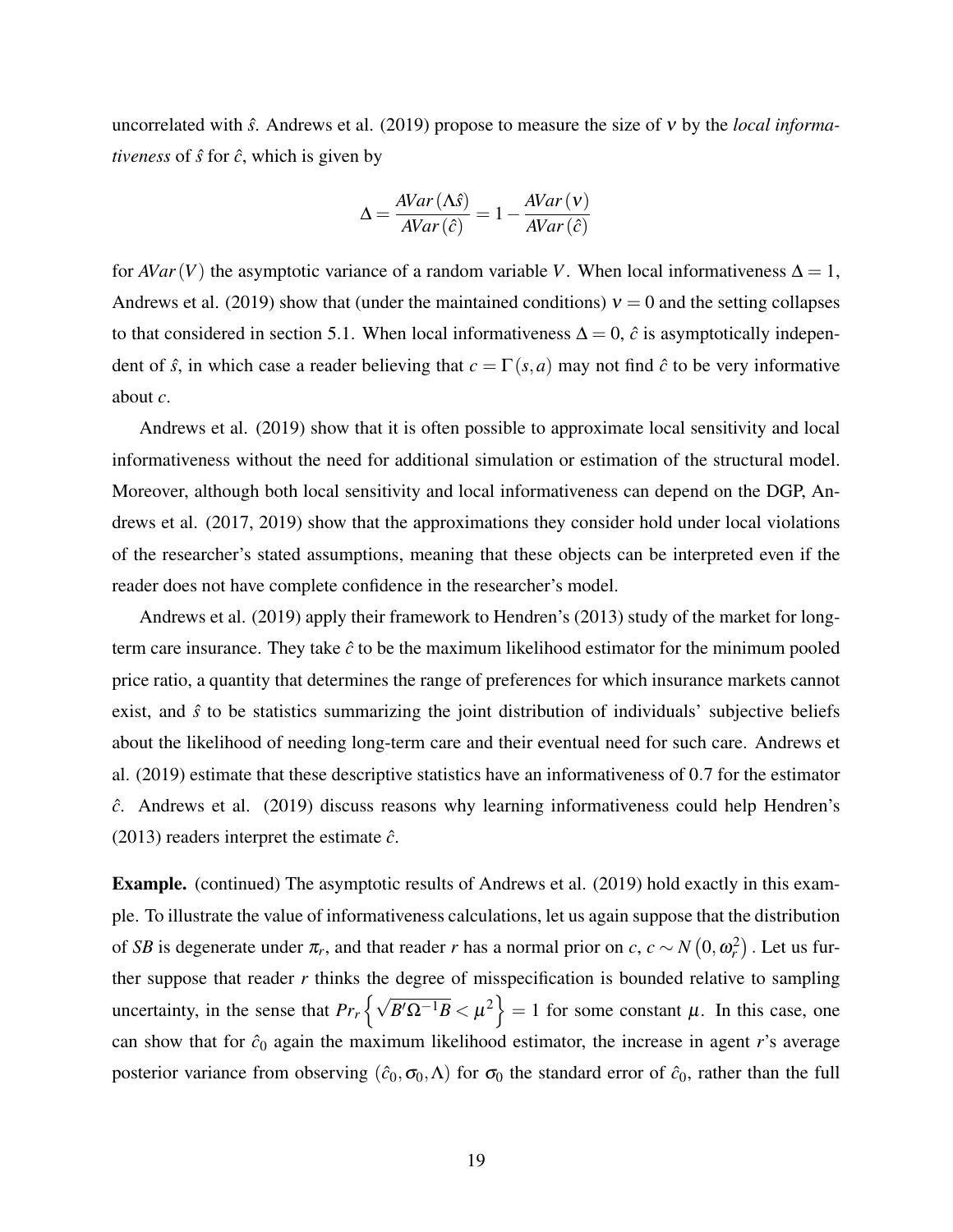uncorrelated with $\hat{s}$. Andrews et al. (2019) propose to measure the size of $\nu$ by the *local informativeness* of $\hat{s}$ for $\hat{c}$, which is given by

$$\Delta = \frac{AVar(\Lambda\hat{s})}{AVar(\hat{c})} = 1 - \frac{AVar(\nu)}{AVar(\hat{c})}$$

for $AVar(V)$ the asymptotic variance of a random variable $V$. When local informativeness $\Delta = 1$, Andrews et al. (2019) show that (under the maintained conditions) $\nu = 0$ and the setting collapses to that considered in section 5.1. When local informativeness $\Delta = 0$, $\hat{c}$ is asymptotically independent of $\hat{s}$, in which case a reader believing that $c = \Gamma(s,a)$ may not find $\hat{c}$ to be very informative about $c$.

Andrews et al. (2019) show that it is often possible to approximate local sensitivity and local informativeness without the need for additional simulation or estimation of the structural model. Moreover, although both local sensitivity and local informativeness can depend on the DGP, Andrews et al. (2017, 2019) show that the approximations they consider hold under local violations of the researcher's stated assumptions, meaning that these objects can be interpreted even if the reader does not have complete confidence in the researcher's model.

Andrews et al. (2019) apply their framework to Hendren's (2013) study of the market for long-term care insurance. They take $\hat{c}$ to be the maximum likelihood estimator for the minimum pooled price ratio, a quantity that determines the range of preferences for which insurance markets cannot exist, and $\hat{s}$ to be statistics summarizing the joint distribution of individuals' subjective beliefs about the likelihood of needing long-term care and their eventual need for such care. Andrews et al. (2019) estimate that these descriptive statistics have an informativeness of 0.7 for the estimator $\hat{c}$. Andrews et al. (2019) discuss reasons why learning informativeness could help Hendren's (2013) readers interpret the estimate $\hat{c}$.

**Example.** (continued) The asymptotic results of Andrews et al. (2019) hold exactly in this example. To illustrate the value of informativeness calculations, let us again suppose that the distribution of $SB$ is degenerate under $\pi_r$, and that reader $r$ has a normal prior on $c$, $c \sim N\left(0, \omega_r^2\right)$. Let us further suppose that reader $r$ thinks the degree of misspecification is bounded relative to sampling uncertainty, in the sense that $Pr_r\left\{\sqrt{B'\Omega^{-1}B} < \mu^2\right\} = 1$ for some constant $\mu$. In this case, one can show that for $\hat{c}_0$ again the maximum likelihood estimator, the increase in agent $r$'s average posterior variance from observing $(\hat{c}_0, \sigma_0, \Lambda)$ for $\sigma_0$ the standard error of $\hat{c}_0$, rather than the full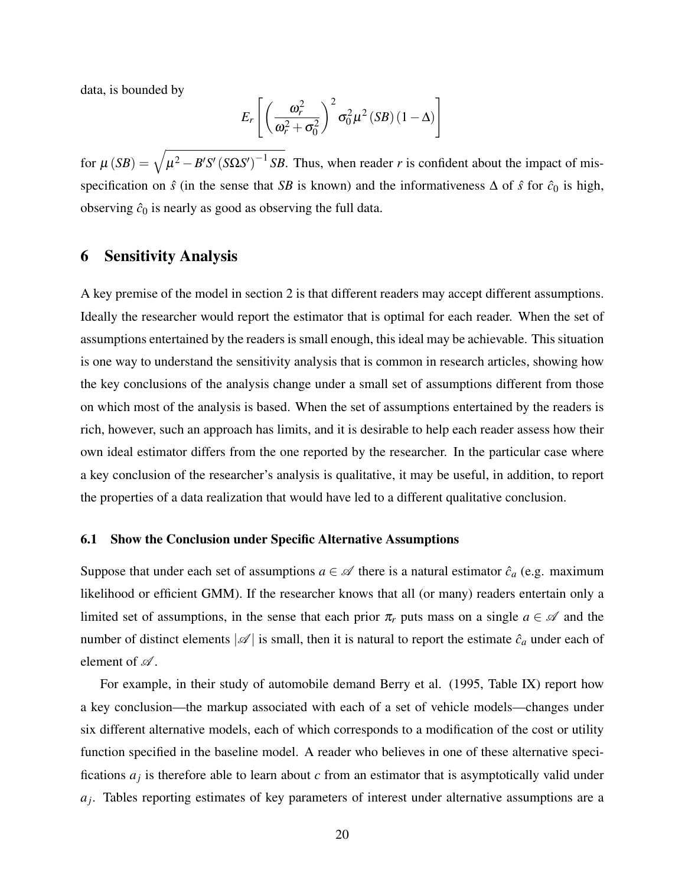data, is bounded by

$$E_r\left[\left(\frac{\omega_r^2}{\omega_r^2+\sigma_0^2}\right)^2\sigma_0^2\mu^2\left(SB\right)\left(1-\Delta\right)\right]$$

for $\mu\left(SB\right)=\sqrt{\mu^2-B'S'\left(S\Omega S'\right)^{-1}SB}$. Thus, when reader $r$ is confident about the impact of misspecification on $\hat{s}$ (in the sense that $SB$ is known) and the informativeness $\Delta$ of $\hat{s}$ for $\hat{c}_0$ is high, observing $\hat{c}_0$ is nearly as good as observing the full data.

## 6 Sensitivity Analysis

A key premise of the model in section 2 is that different readers may accept different assumptions. Ideally the researcher would report the estimator that is optimal for each reader. When the set of assumptions entertained by the readers is small enough, this ideal may be achievable. This situation is one way to understand the sensitivity analysis that is common in research articles, showing how the key conclusions of the analysis change under a small set of assumptions different from those on which most of the analysis is based. When the set of assumptions entertained by the readers is rich, however, such an approach has limits, and it is desirable to help each reader assess how their own ideal estimator differs from the one reported by the researcher. In the particular case where a key conclusion of the researcher's analysis is qualitative, it may be useful, in addition, to report the properties of a data realization that would have led to a different qualitative conclusion.

### 6.1 Show the Conclusion under Specific Alternative Assumptions

Suppose that under each set of assumptions $a\in\mathscr{A}$ there is a natural estimator $\hat{c}_a$ (e.g. maximum likelihood or efficient GMM). If the researcher knows that all (or many) readers entertain only a limited set of assumptions, in the sense that each prior $\pi_r$ puts mass on a single $a\in\mathscr{A}$ and the number of distinct elements $|\mathscr{A}|$ is small, then it is natural to report the estimate $\hat{c}_a$ under each of element of $\mathscr{A}$.

For example, in their study of automobile demand Berry et al. (1995, Table IX) report how a key conclusion—the markup associated with each of a set of vehicle models—changes under six different alternative models, each of which corresponds to a modification of the cost or utility function specified in the baseline model. A reader who believes in one of these alternative specifications $a_j$ is therefore able to learn about $c$ from an estimator that is asymptotically valid under $a_j$. Tables reporting estimates of key parameters of interest under alternative assumptions are a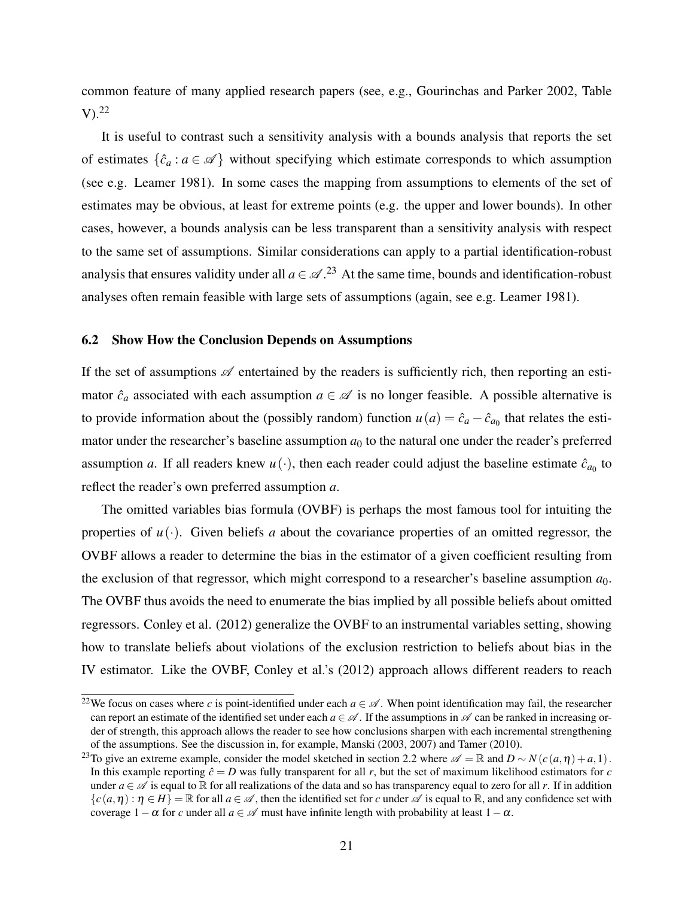common feature of many applied research papers (see, e.g., Gourinchas and Parker 2002, Table V).[22]

It is useful to contrast such a sensitivity analysis with a bounds analysis that reports the set of estimates $\{\hat{c}_a : a \in \mathscr{A}\}$ without specifying which estimate corresponds to which assumption (see e.g. Leamer 1981). In some cases the mapping from assumptions to elements of the set of estimates may be obvious, at least for extreme points (e.g. the upper and lower bounds). In other cases, however, a bounds analysis can be less transparent than a sensitivity analysis with respect to the same set of assumptions. Similar considerations can apply to a partial identification-robust analysis that ensures validity under all $a \in \mathscr{A}$.[23] At the same time, bounds and identification-robust analyses often remain feasible with large sets of assumptions (again, see e.g. Leamer 1981).

### 6.2 Show How the Conclusion Depends on Assumptions

If the set of assumptions $\mathscr{A}$ entertained by the readers is sufficiently rich, then reporting an estimator $\hat{c}_a$ associated with each assumption $a \in \mathscr{A}$ is no longer feasible. A possible alternative is to provide information about the (possibly random) function $u(a) = \hat{c}_a - \hat{c}_{a_0}$ that relates the estimator under the researcher's baseline assumption $a_0$ to the natural one under the reader's preferred assumption $a$. If all readers knew $u(\cdot)$, then each reader could adjust the baseline estimate $\hat{c}_{a_0}$ to reflect the reader's own preferred assumption $a$.

The omitted variables bias formula (OVBF) is perhaps the most famous tool for intuiting the properties of $u(\cdot)$. Given beliefs $a$ about the covariance properties of an omitted regressor, the OVBF allows a reader to determine the bias in the estimator of a given coefficient resulting from the exclusion of that regressor, which might correspond to a researcher's baseline assumption $a_0$. The OVBF thus avoids the need to enumerate the bias implied by all possible beliefs about omitted regressors. Conley et al. (2012) generalize the OVBF to an instrumental variables setting, showing how to translate beliefs about violations of the exclusion restriction to beliefs about bias in the IV estimator. Like the OVBF, Conley et al.'s (2012) approach allows different readers to reach

---

[22] We focus on cases where $c$ is point-identified under each $a \in \mathscr{A}$. When point identification may fail, the researcher can report an estimate of the identified set under each $a \in \mathscr{A}$. If the assumptions in $\mathscr{A}$ can be ranked in increasing order of strength, this approach allows the reader to see how conclusions sharpen with each incremental strengthening of the assumptions. See the discussion in, for example, Manski (2003, 2007) and Tamer (2010).

[23] To give an extreme example, consider the model sketched in section 2.2 where $\mathscr{A} = \mathbb{R}$ and $D \sim N(c(a,\eta) + a, 1)$. In this example reporting $\hat{c} = D$ was fully transparent for all $r$, but the set of maximum likelihood estimators for $c$ under $a \in \mathscr{A}$ is equal to $\mathbb{R}$ for all realizations of the data and so has transparency equal to zero for all $r$. If in addition $\{c(a,\eta) : \eta \in H\} = \mathbb{R}$ for all $a \in \mathscr{A}$, then the identified set for $c$ under $\mathscr{A}$ is equal to $\mathbb{R}$, and any confidence set with coverage $1-\alpha$ for $c$ under all $a \in \mathscr{A}$ must have infinite length with probability at least $1-\alpha$.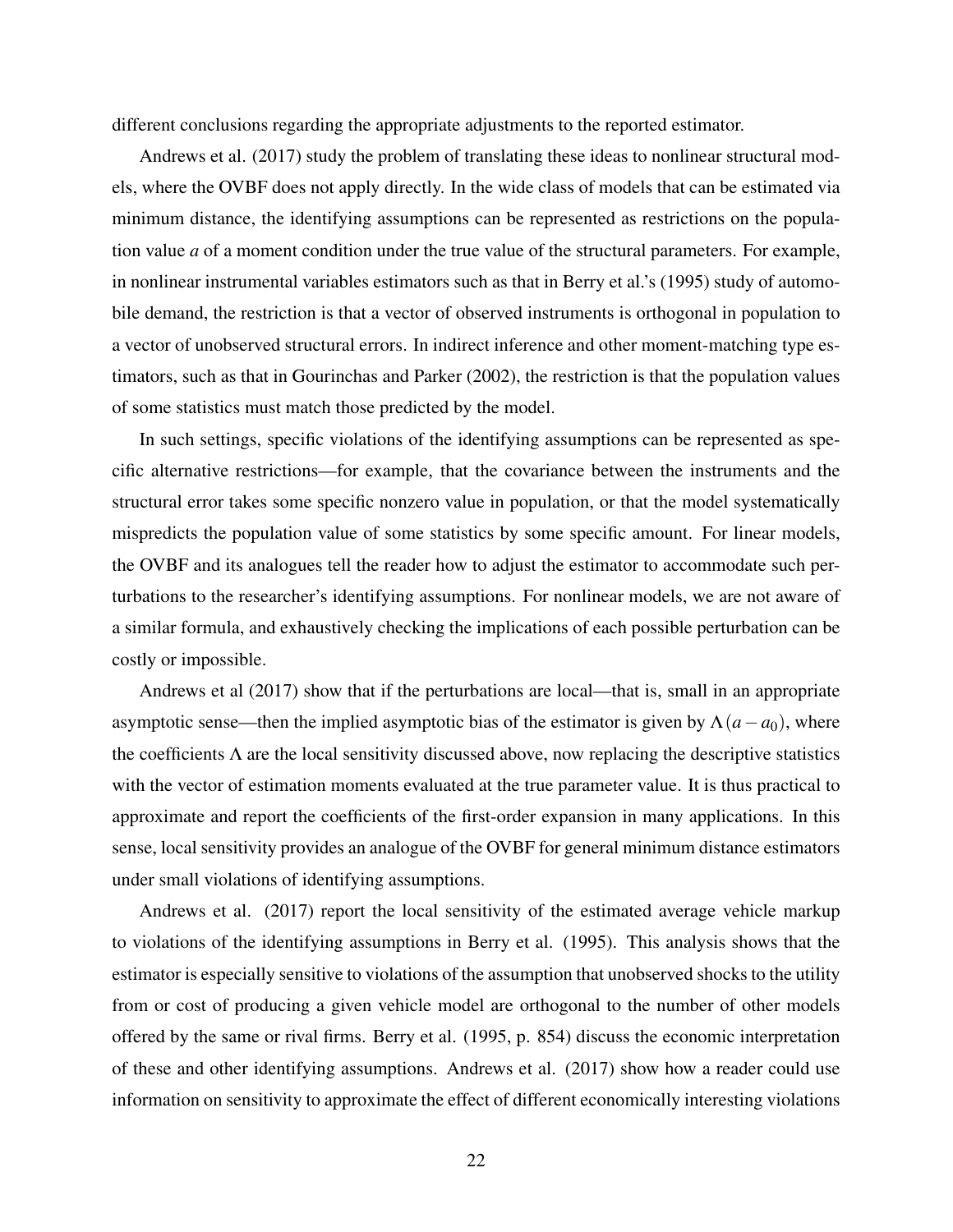different conclusions regarding the appropriate adjustments to the reported estimator.

Andrews et al. (2017) study the problem of translating these ideas to nonlinear structural models, where the OVBF does not apply directly. In the wide class of models that can be estimated via minimum distance, the identifying assumptions can be represented as restrictions on the population value $a$ of a moment condition under the true value of the structural parameters. For example, in nonlinear instrumental variables estimators such as that in Berry et al.'s (1995) study of automobile demand, the restriction is that a vector of observed instruments is orthogonal in population to a vector of unobserved structural errors. In indirect inference and other moment-matching type estimators, such as that in Gourinchas and Parker (2002), the restriction is that the population values of some statistics must match those predicted by the model.

In such settings, specific violations of the identifying assumptions can be represented as specific alternative restrictions—for example, that the covariance between the instruments and the structural error takes some specific nonzero value in population, or that the model systematically mispredicts the population value of some statistics by some specific amount. For linear models, the OVBF and its analogues tell the reader how to adjust the estimator to accommodate such perturbations to the researcher's identifying assumptions. For nonlinear models, we are not aware of a similar formula, and exhaustively checking the implications of each possible perturbation can be costly or impossible.

Andrews et al (2017) show that if the perturbations are local—that is, small in an appropriate asymptotic sense—then the implied asymptotic bias of the estimator is given by $\Lambda(a - a_0)$, where the coefficients $\Lambda$ are the local sensitivity discussed above, now replacing the descriptive statistics with the vector of estimation moments evaluated at the true parameter value. It is thus practical to approximate and report the coefficients of the first-order expansion in many applications. In this sense, local sensitivity provides an analogue of the OVBF for general minimum distance estimators under small violations of identifying assumptions.

Andrews et al. (2017) report the local sensitivity of the estimated average vehicle markup to violations of the identifying assumptions in Berry et al. (1995). This analysis shows that the estimator is especially sensitive to violations of the assumption that unobserved shocks to the utility from or cost of producing a given vehicle model are orthogonal to the number of other models offered by the same or rival firms. Berry et al. (1995, p. 854) discuss the economic interpretation of these and other identifying assumptions. Andrews et al. (2017) show how a reader could use information on sensitivity to approximate the effect of different economically interesting violations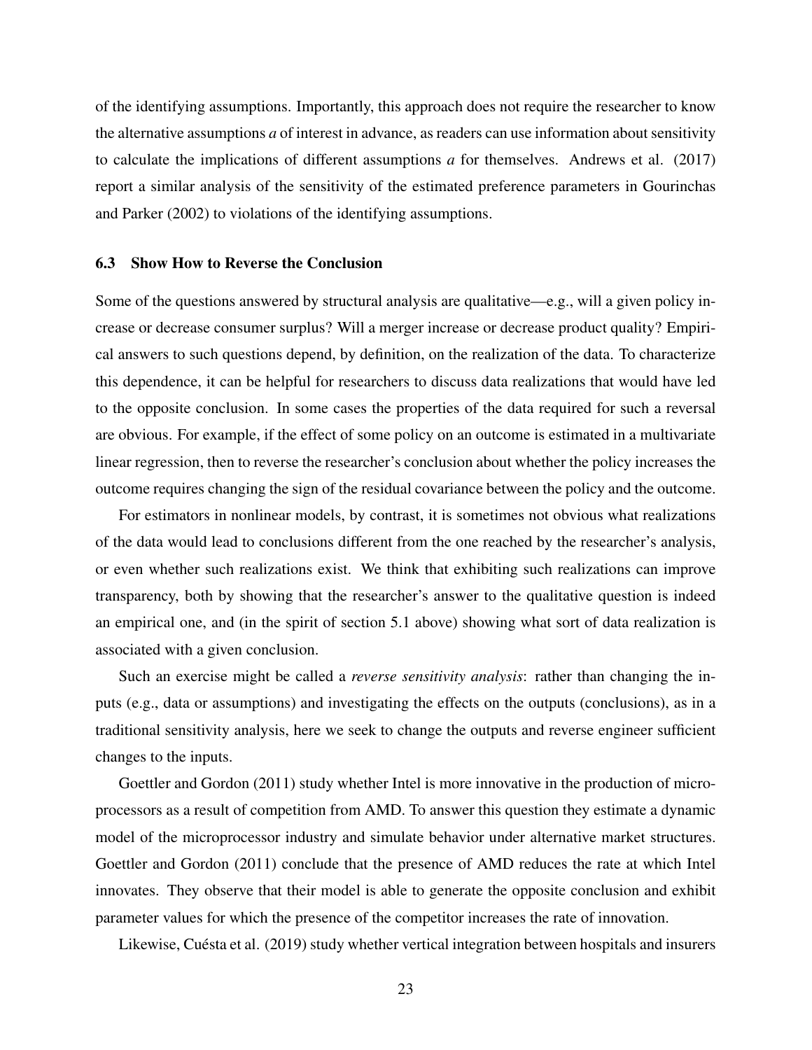of the identifying assumptions. Importantly, this approach does not require the researcher to know the alternative assumptions $a$ of interest in advance, as readers can use information about sensitivity to calculate the implications of different assumptions $a$ for themselves. Andrews et al. (2017) report a similar analysis of the sensitivity of the estimated preference parameters in Gourinchas and Parker (2002) to violations of the identifying assumptions.

### 6.3 Show How to Reverse the Conclusion

Some of the questions answered by structural analysis are qualitative—e.g., will a given policy increase or decrease consumer surplus? Will a merger increase or decrease product quality? Empirical answers to such questions depend, by definition, on the realization of the data. To characterize this dependence, it can be helpful for researchers to discuss data realizations that would have led to the opposite conclusion. In some cases the properties of the data required for such a reversal are obvious. For example, if the effect of some policy on an outcome is estimated in a multivariate linear regression, then to reverse the researcher's conclusion about whether the policy increases the outcome requires changing the sign of the residual covariance between the policy and the outcome.

For estimators in nonlinear models, by contrast, it is sometimes not obvious what realizations of the data would lead to conclusions different from the one reached by the researcher's analysis, or even whether such realizations exist. We think that exhibiting such realizations can improve transparency, both by showing that the researcher's answer to the qualitative question is indeed an empirical one, and (in the spirit of section 5.1 above) showing what sort of data realization is associated with a given conclusion.

Such an exercise might be called a *reverse sensitivity analysis*: rather than changing the inputs (e.g., data or assumptions) and investigating the effects on the outputs (conclusions), as in a traditional sensitivity analysis, here we seek to change the outputs and reverse engineer sufficient changes to the inputs.

Goettler and Gordon (2011) study whether Intel is more innovative in the production of microprocessors as a result of competition from AMD. To answer this question they estimate a dynamic model of the microprocessor industry and simulate behavior under alternative market structures. Goettler and Gordon (2011) conclude that the presence of AMD reduces the rate at which Intel innovates. They observe that their model is able to generate the opposite conclusion and exhibit parameter values for which the presence of the competitor increases the rate of innovation.

Likewise, Cuésta et al. (2019) study whether vertical integration between hospitals and insurers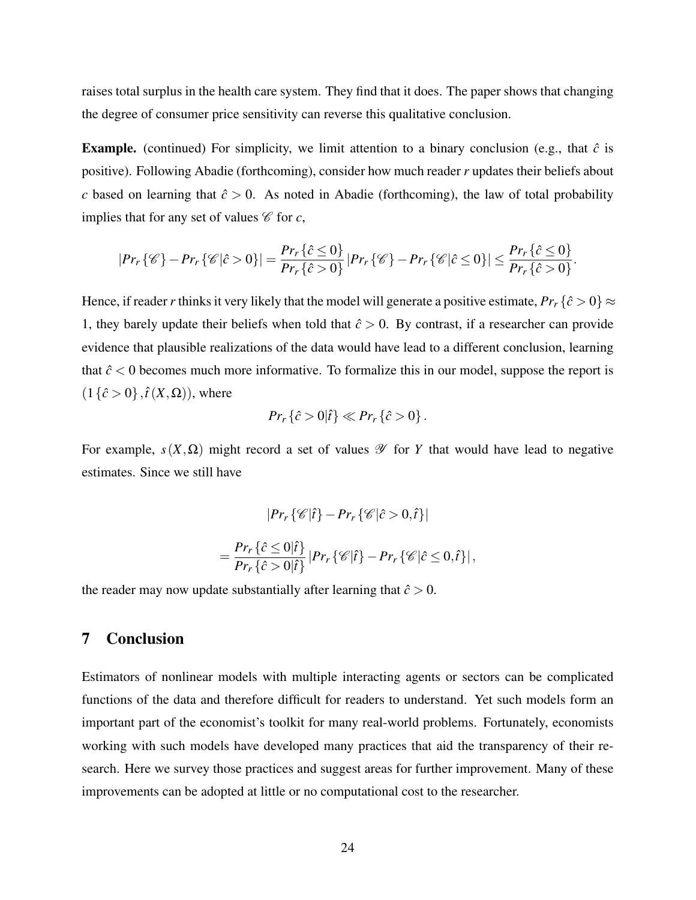raises total surplus in the health care system. They find that it does. The paper shows that changing the degree of consumer price sensitivity can reverse this qualitative conclusion.

**Example.** (continued) For simplicity, we limit attention to a binary conclusion (e.g., that $\hat{c}$ is positive). Following Abadie (forthcoming), consider how much reader $r$ updates their beliefs about $c$ based on learning that $\hat{c} > 0$. As noted in Abadie (forthcoming), the law of total probability implies that for any set of values $\mathscr{C}$ for $c$,

$$|Pr_r\{\mathscr{C}\} - Pr_r\{\mathscr{C}|\hat{c} > 0\}| = \frac{Pr_r\{\hat{c} \leq 0\}}{Pr_r\{\hat{c} > 0\}} |Pr_r\{\mathscr{C}\} - Pr_r\{\mathscr{C}|\hat{c} \leq 0\}| \leq \frac{Pr_r\{\hat{c} \leq 0\}}{Pr_r\{\hat{c} > 0\}}.$$

Hence, if reader $r$ thinks it very likely that the model will generate a positive estimate, $Pr_r\{\hat{c} > 0\} \approx 1$, they barely update their beliefs when told that $\hat{c} > 0$. By contrast, if a researcher can provide evidence that plausible realizations of the data would have lead to a different conclusion, learning that $\hat{c} < 0$ becomes much more informative. To formalize this in our model, suppose the report is $(1\{\hat{c} > 0\}, \hat{t}(X, \Omega))$, where

$$Pr_r\{\hat{c} > 0|\hat{t}\} \ll Pr_r\{\hat{c} > 0\}.$$

For example, $s(X, \Omega)$ might record a set of values $\mathscr{Y}$ for $Y$ that would have lead to negative estimates. Since we still have

$$|Pr_r\{\mathscr{C}|\hat{t}\} - Pr_r\{\mathscr{C}|\hat{c} > 0, \hat{t}\}|$$

$$= \frac{Pr_r\{\hat{c} \leq 0|\hat{t}\}}{Pr_r\{\hat{c} > 0|\hat{t}\}} |Pr_r\{\mathscr{C}|\hat{t}\} - Pr_r\{\mathscr{C}|\hat{c} \leq 0, \hat{t}\}|,$$

the reader may now update substantially after learning that $\hat{c} > 0$.

## 7 Conclusion

Estimators of nonlinear models with multiple interacting agents or sectors can be complicated functions of the data and therefore difficult for readers to understand. Yet such models form an important part of the economist's toolkit for many real-world problems. Fortunately, economists working with such models have developed many practices that aid the transparency of their research. Here we survey those practices and suggest areas for further improvement. Many of these improvements can be adopted at little or no computational cost to the researcher.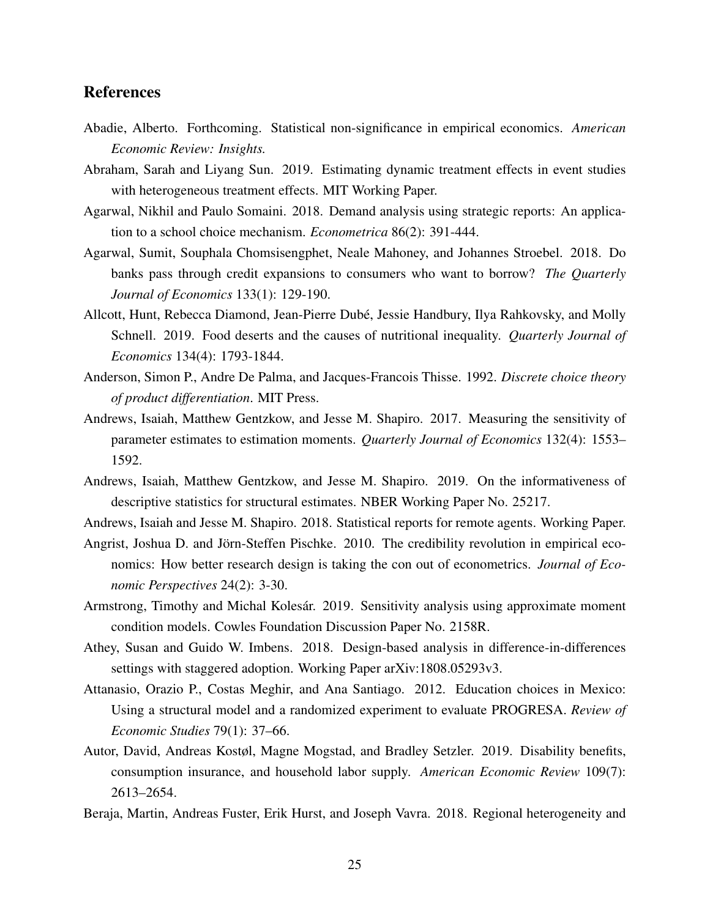## References

Abadie, Alberto. Forthcoming. Statistical non-significance in empirical economics. *American Economic Review: Insights.*

Abraham, Sarah and Liyang Sun. 2019. Estimating dynamic treatment effects in event studies with heterogeneous treatment effects. MIT Working Paper.

Agarwal, Nikhil and Paulo Somaini. 2018. Demand analysis using strategic reports: An application to a school choice mechanism. *Econometrica* 86(2): 391-444.

Agarwal, Sumit, Souphala Chomsisengphet, Neale Mahoney, and Johannes Stroebel. 2018. Do banks pass through credit expansions to consumers who want to borrow? *The Quarterly Journal of Economics* 133(1): 129-190.

Allcott, Hunt, Rebecca Diamond, Jean-Pierre Dubé, Jessie Handbury, Ilya Rahkovsky, and Molly Schnell. 2019. Food deserts and the causes of nutritional inequality. *Quarterly Journal of Economics* 134(4): 1793-1844.

Anderson, Simon P., Andre De Palma, and Jacques-Francois Thisse. 1992. *Discrete choice theory of product differentiation*. MIT Press.

Andrews, Isaiah, Matthew Gentzkow, and Jesse M. Shapiro. 2017. Measuring the sensitivity of parameter estimates to estimation moments. *Quarterly Journal of Economics* 132(4): 1553–1592.

Andrews, Isaiah, Matthew Gentzkow, and Jesse M. Shapiro. 2019. On the informativeness of descriptive statistics for structural estimates. NBER Working Paper No. 25217.

Andrews, Isaiah and Jesse M. Shapiro. 2018. Statistical reports for remote agents. Working Paper.

Angrist, Joshua D. and Jörn-Steffen Pischke. 2010. The credibility revolution in empirical economics: How better research design is taking the con out of econometrics. *Journal of Economic Perspectives* 24(2): 3-30.

Armstrong, Timothy and Michal Kolesár. 2019. Sensitivity analysis using approximate moment condition models. Cowles Foundation Discussion Paper No. 2158R.

Athey, Susan and Guido W. Imbens. 2018. Design-based analysis in difference-in-differences settings with staggered adoption. Working Paper arXiv:1808.05293v3.

Attanasio, Orazio P., Costas Meghir, and Ana Santiago. 2012. Education choices in Mexico: Using a structural model and a randomized experiment to evaluate PROGRESA. *Review of Economic Studies* 79(1): 37–66.

Autor, David, Andreas Kostøl, Magne Mogstad, and Bradley Setzler. 2019. Disability benefits, consumption insurance, and household labor supply. *American Economic Review* 109(7): 2613–2654.

Beraja, Martin, Andreas Fuster, Erik Hurst, and Joseph Vavra. 2018. Regional heterogeneity and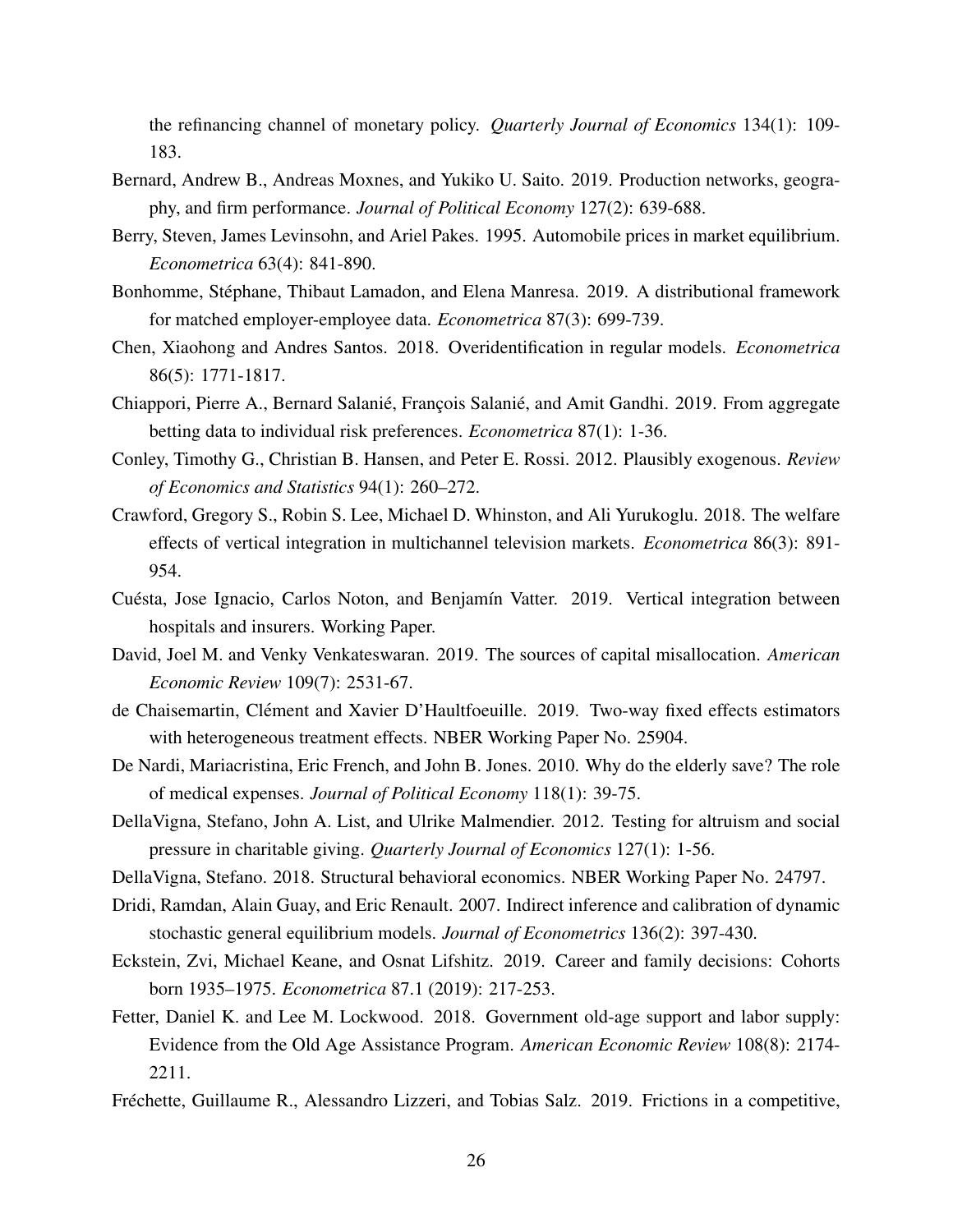the refinancing channel of monetary policy. *Quarterly Journal of Economics* 134(1): 109-183.

Bernard, Andrew B., Andreas Moxnes, and Yukiko U. Saito. 2019. Production networks, geography, and firm performance. *Journal of Political Economy* 127(2): 639-688.

Berry, Steven, James Levinsohn, and Ariel Pakes. 1995. Automobile prices in market equilibrium. *Econometrica* 63(4): 841-890.

Bonhomme, Stéphane, Thibaut Lamadon, and Elena Manresa. 2019. A distributional framework for matched employer-employee data. *Econometrica* 87(3): 699-739.

Chen, Xiaohong and Andres Santos. 2018. Overidentification in regular models. *Econometrica* 86(5): 1771-1817.

Chiappori, Pierre A., Bernard Salanié, François Salanié, and Amit Gandhi. 2019. From aggregate betting data to individual risk preferences. *Econometrica* 87(1): 1-36.

Conley, Timothy G., Christian B. Hansen, and Peter E. Rossi. 2012. Plausibly exogenous. *Review of Economics and Statistics* 94(1): 260–272.

Crawford, Gregory S., Robin S. Lee, Michael D. Whinston, and Ali Yurukoglu. 2018. The welfare effects of vertical integration in multichannel television markets. *Econometrica* 86(3): 891-954.

Cuésta, Jose Ignacio, Carlos Noton, and Benjamín Vatter. 2019. Vertical integration between hospitals and insurers. Working Paper.

David, Joel M. and Venky Venkateswaran. 2019. The sources of capital misallocation. *American Economic Review* 109(7): 2531-67.

de Chaisemartin, Clément and Xavier D'Haultfoeuille. 2019. Two-way fixed effects estimators with heterogeneous treatment effects. NBER Working Paper No. 25904.

De Nardi, Mariacristina, Eric French, and John B. Jones. 2010. Why do the elderly save? The role of medical expenses. *Journal of Political Economy* 118(1): 39-75.

DellaVigna, Stefano, John A. List, and Ulrike Malmendier. 2012. Testing for altruism and social pressure in charitable giving. *Quarterly Journal of Economics* 127(1): 1-56.

DellaVigna, Stefano. 2018. Structural behavioral economics. NBER Working Paper No. 24797.

Dridi, Ramdan, Alain Guay, and Eric Renault. 2007. Indirect inference and calibration of dynamic stochastic general equilibrium models. *Journal of Econometrics* 136(2): 397-430.

Eckstein, Zvi, Michael Keane, and Osnat Lifshitz. 2019. Career and family decisions: Cohorts born 1935–1975. *Econometrica* 87.1 (2019): 217-253.

Fetter, Daniel K. and Lee M. Lockwood. 2018. Government old-age support and labor supply: Evidence from the Old Age Assistance Program. *American Economic Review* 108(8): 2174-2211.

Fréchette, Guillaume R., Alessandro Lizzeri, and Tobias Salz. 2019. Frictions in a competitive,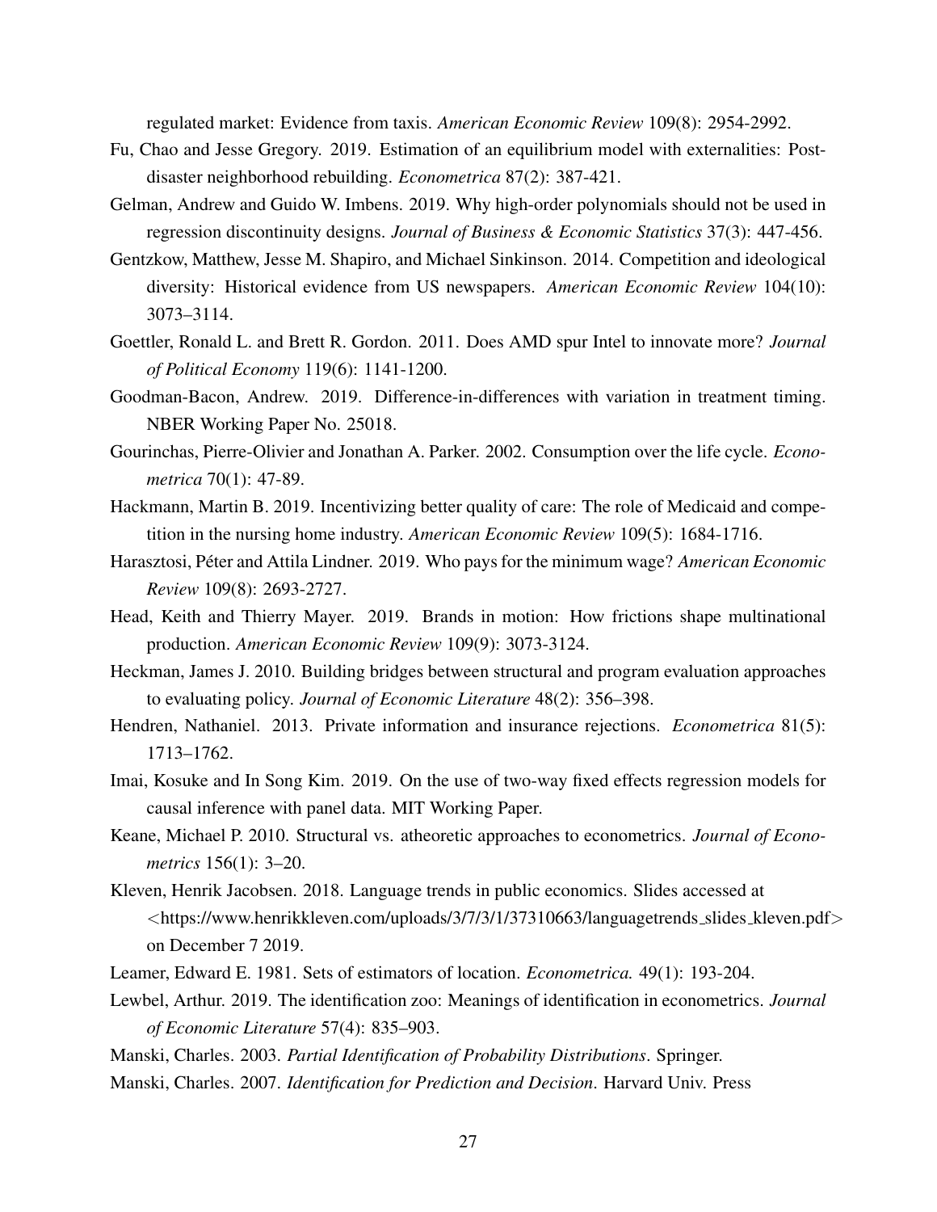regulated market: Evidence from taxis. *American Economic Review* 109(8): 2954-2992.

Fu, Chao and Jesse Gregory. 2019. Estimation of an equilibrium model with externalities: Post-disaster neighborhood rebuilding. *Econometrica* 87(2): 387-421.

Gelman, Andrew and Guido W. Imbens. 2019. Why high-order polynomials should not be used in regression discontinuity designs. *Journal of Business & Economic Statistics* 37(3): 447-456.

Gentzkow, Matthew, Jesse M. Shapiro, and Michael Sinkinson. 2014. Competition and ideological diversity: Historical evidence from US newspapers. *American Economic Review* 104(10): 3073–3114.

Goettler, Ronald L. and Brett R. Gordon. 2011. Does AMD spur Intel to innovate more? *Journal of Political Economy* 119(6): 1141-1200.

Goodman-Bacon, Andrew. 2019. Difference-in-differences with variation in treatment timing. NBER Working Paper No. 25018.

Gourinchas, Pierre-Olivier and Jonathan A. Parker. 2002. Consumption over the life cycle. *Econometrica* 70(1): 47-89.

Hackmann, Martin B. 2019. Incentivizing better quality of care: The role of Medicaid and competition in the nursing home industry. *American Economic Review* 109(5): 1684-1716.

Harasztosi, Péter and Attila Lindner. 2019. Who pays for the minimum wage? *American Economic Review* 109(8): 2693-2727.

Head, Keith and Thierry Mayer. 2019. Brands in motion: How frictions shape multinational production. *American Economic Review* 109(9): 3073-3124.

Heckman, James J. 2010. Building bridges between structural and program evaluation approaches to evaluating policy. *Journal of Economic Literature* 48(2): 356–398.

Hendren, Nathaniel. 2013. Private information and insurance rejections. *Econometrica* 81(5): 1713–1762.

Imai, Kosuke and In Song Kim. 2019. On the use of two-way fixed effects regression models for causal inference with panel data. MIT Working Paper.

Keane, Michael P. 2010. Structural vs. atheoretic approaches to econometrics. *Journal of Econometrics* 156(1): 3–20.

Kleven, Henrik Jacobsen. 2018. Language trends in public economics. Slides accessed at <https://www.henrikkleven.com/uploads/3/7/3/1/37310663/languagetrends_slides_kleven.pdf> on December 7 2019.

Leamer, Edward E. 1981. Sets of estimators of location. *Econometrica.* 49(1): 193-204.

Lewbel, Arthur. 2019. The identification zoo: Meanings of identification in econometrics. *Journal of Economic Literature* 57(4): 835–903.

Manski, Charles. 2003. *Partial Identification of Probability Distributions*. Springer.

Manski, Charles. 2007. *Identification for Prediction and Decision*. Harvard Univ. Press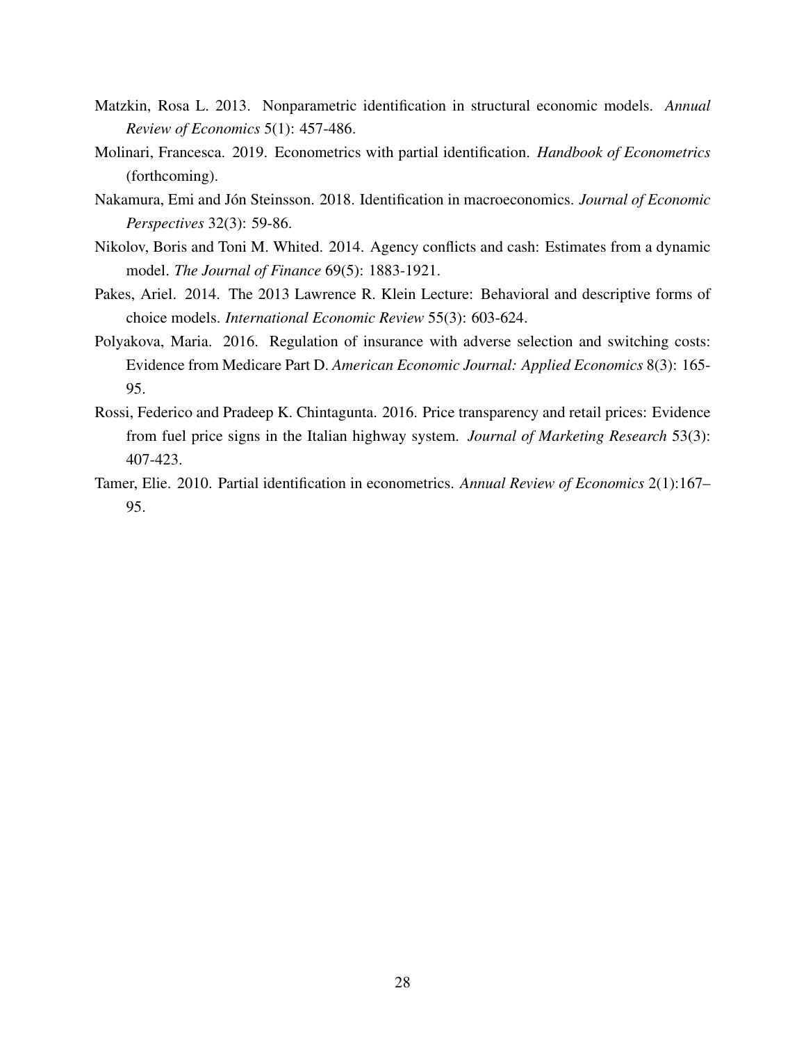Matzkin, Rosa L. 2013. Nonparametric identification in structural economic models. *Annual Review of Economics* 5(1): 457-486.

Molinari, Francesca. 2019. Econometrics with partial identification. *Handbook of Econometrics* (forthcoming).

Nakamura, Emi and Jón Steinsson. 2018. Identification in macroeconomics. *Journal of Economic Perspectives* 32(3): 59-86.

Nikolov, Boris and Toni M. Whited. 2014. Agency conflicts and cash: Estimates from a dynamic model. *The Journal of Finance* 69(5): 1883-1921.

Pakes, Ariel. 2014. The 2013 Lawrence R. Klein Lecture: Behavioral and descriptive forms of choice models. *International Economic Review* 55(3): 603-624.

Polyakova, Maria. 2016. Regulation of insurance with adverse selection and switching costs: Evidence from Medicare Part D. *American Economic Journal: Applied Economics* 8(3): 165-95.

Rossi, Federico and Pradeep K. Chintagunta. 2016. Price transparency and retail prices: Evidence from fuel price signs in the Italian highway system. *Journal of Marketing Research* 53(3): 407-423.

Tamer, Elie. 2010. Partial identification in econometrics. *Annual Review of Economics* 2(1):167–95.